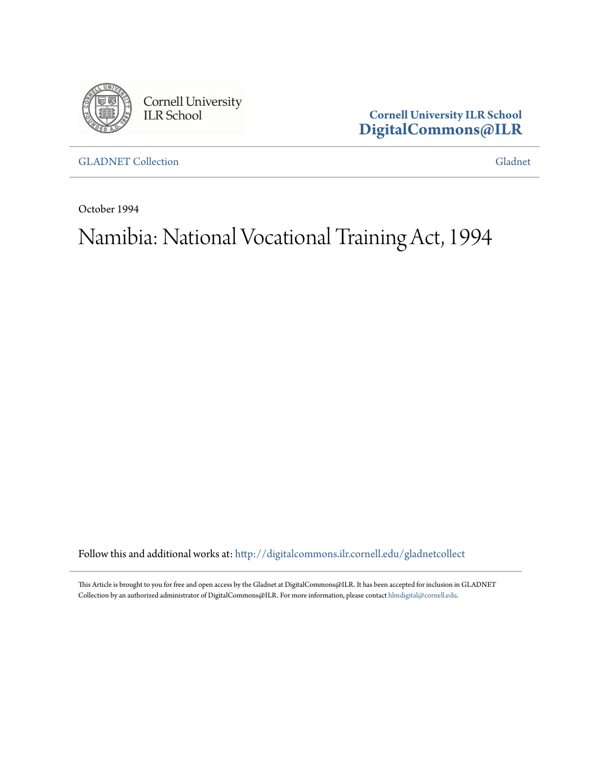Cornell University ILR School

**Cornell University ILR School**
**DigitalCommons@ILR**

GLADNET Collection | Gladnet

October 1994

# Namibia: National Vocational Training Act, 1994

Follow this and additional works at: http://digitalcommons.ilr.cornell.edu/gladnetcollect

This Article is brought to you for free and open access by the Gladnet at DigitalCommons@ILR. It has been accepted for inclusion in GLADNET Collection by an authorized administrator of DigitalCommons@ILR. For more information, please contact hlmdigital@cornell.edu.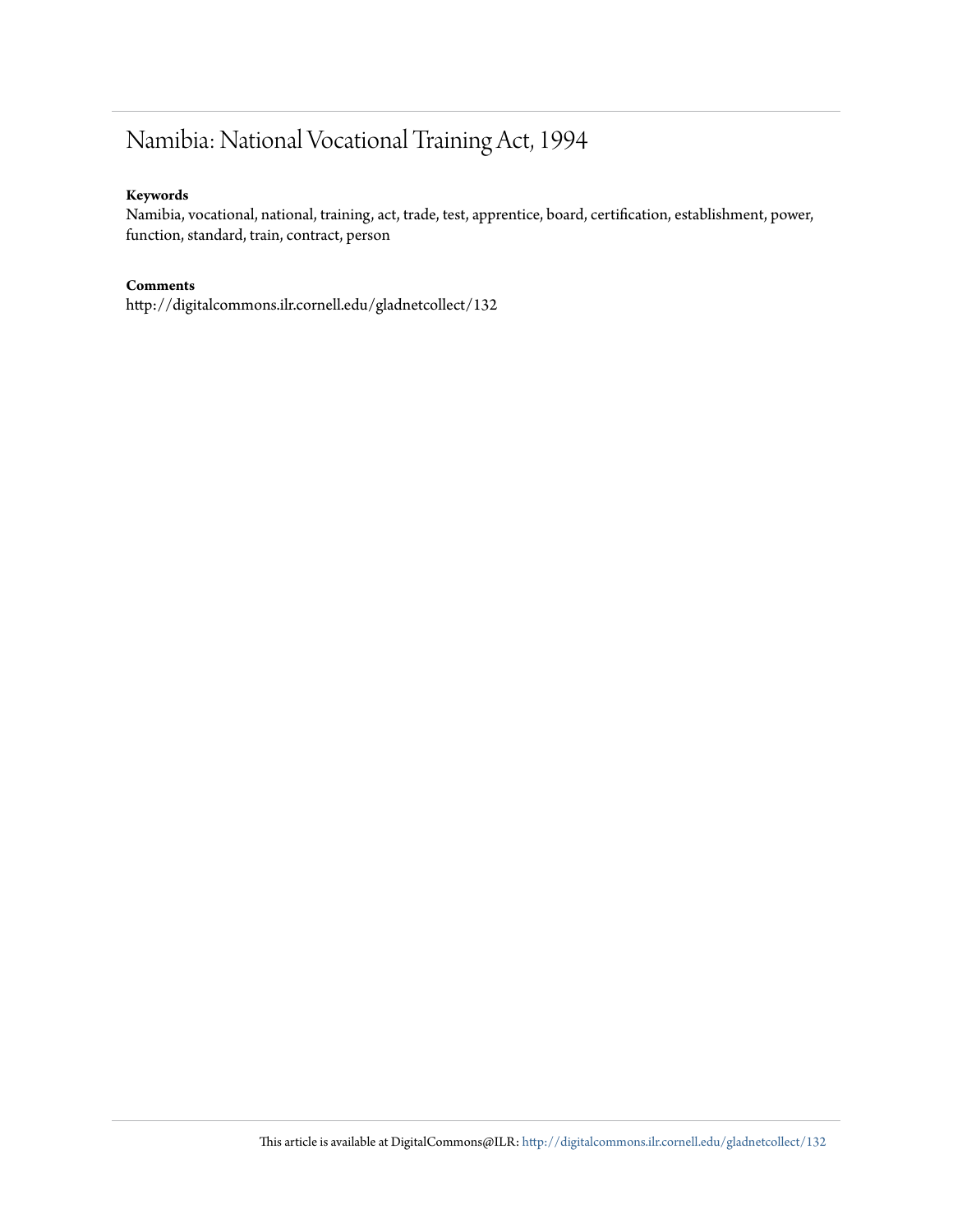# Namibia: National Vocational Training Act, 1994

**Keywords**

Namibia, vocational, national, training, act, trade, test, apprentice, board, certification, establishment, power, function, standard, train, contract, person

**Comments**

http://digitalcommons.ilr.cornell.edu/gladnetcollect/132

This article is available at DigitalCommons@ILR: http://digitalcommons.ilr.cornell.edu/gladnetcollect/132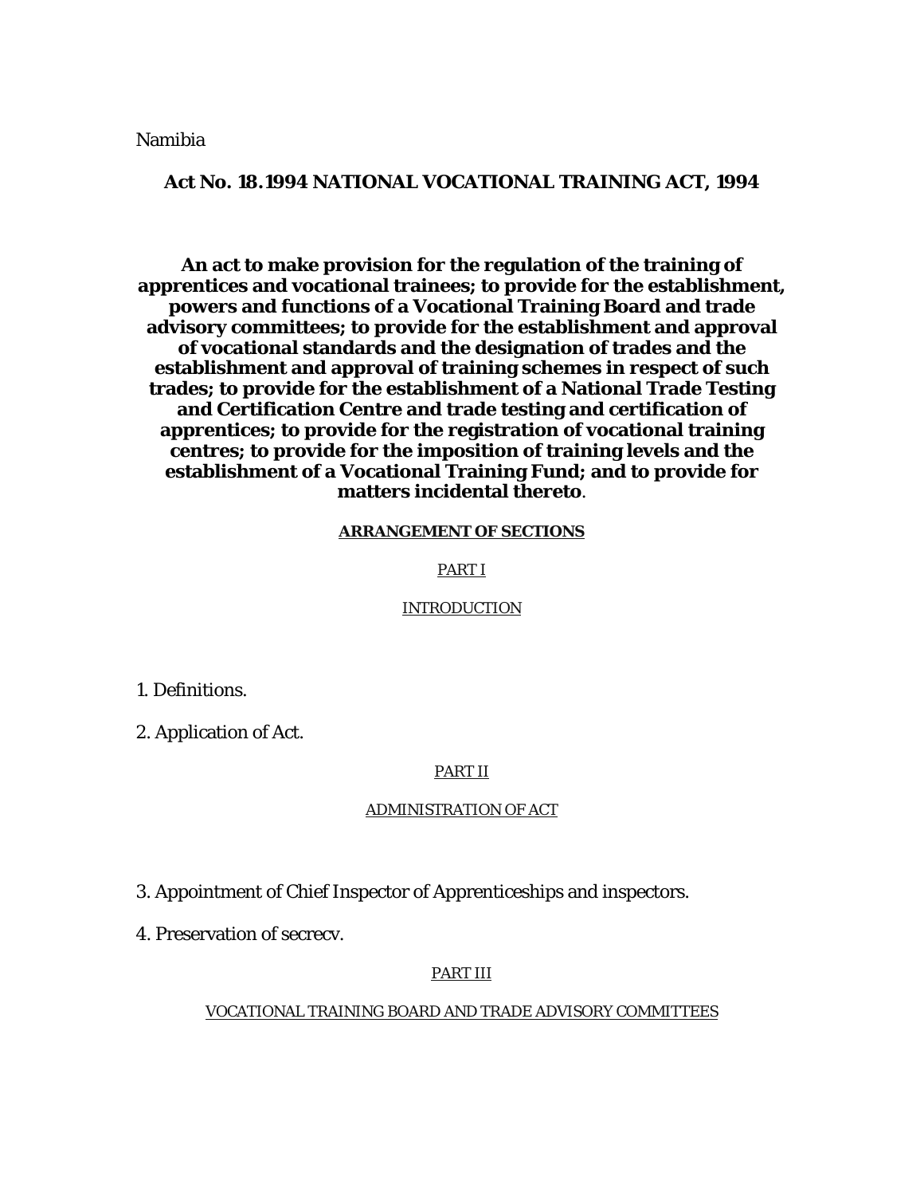Namibia

**Act No. 18.1994 NATIONAL VOCATIONAL TRAINING ACT, 1994**

**An act to make provision for the regulation of the training of apprentices and vocational trainees; to provide for the establishment, powers and functions of a Vocational Training Board and trade advisory committees; to provide for the establishment and approval of vocational standards and the designation of trades and the establishment and approval of training schemes in respect of such trades; to provide for the establishment of a National Trade Testing and Certification Centre and trade testing and certification of apprentices; to provide for the registration of vocational training centres; to provide for the imposition of training levels and the establishment of a Vocational Training Fund; and to provide for matters incidental thereto**.

**ARRANGEMENT OF SECTIONS**

PART I

INTRODUCTION

1. Definitions.

2. Application of Act.

PART II

ADMINISTRATION OF ACT

3. Appointment of Chief Inspector of Apprenticeships and inspectors.

4. Preservation of secrecv.

PART III

VOCATIONAL TRAINING BOARD AND TRADE ADVISORY COMMITTEES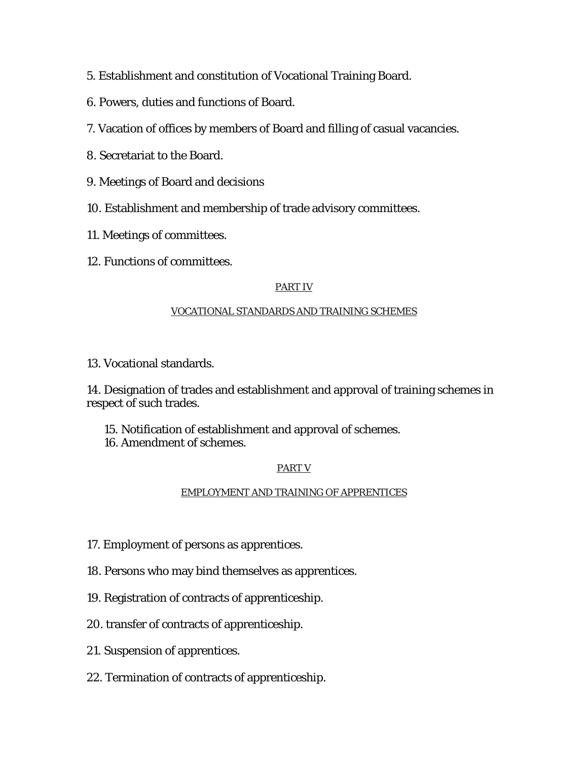5. Establishment and constitution of Vocational Training Board.

6. Powers, duties and functions of Board.

7. Vacation of offices by members of Board and filling of casual vacancies.

8. Secretariat to the Board.

9. Meetings of Board and decisions

10. Establishment and membership of trade advisory committees.

11. Meetings of committees.

12. Functions of committees.

PART IV

VOCATIONAL STANDARDS AND TRAINING SCHEMES

13. Vocational standards.

14. Designation of trades and establishment and approval of training schemes in respect of such trades.

15. Notification of establishment and approval of schemes.

16. Amendment of schemes.

PART V

EMPLOYMENT AND TRAINING OF APPRENTICES

17. Employment of persons as apprentices.

18. Persons who may bind themselves as apprentices.

19. Registration of contracts of apprenticeship.

20. transfer of contracts of apprenticeship.

21. Suspension of apprentices.

22. Termination of contracts of apprenticeship.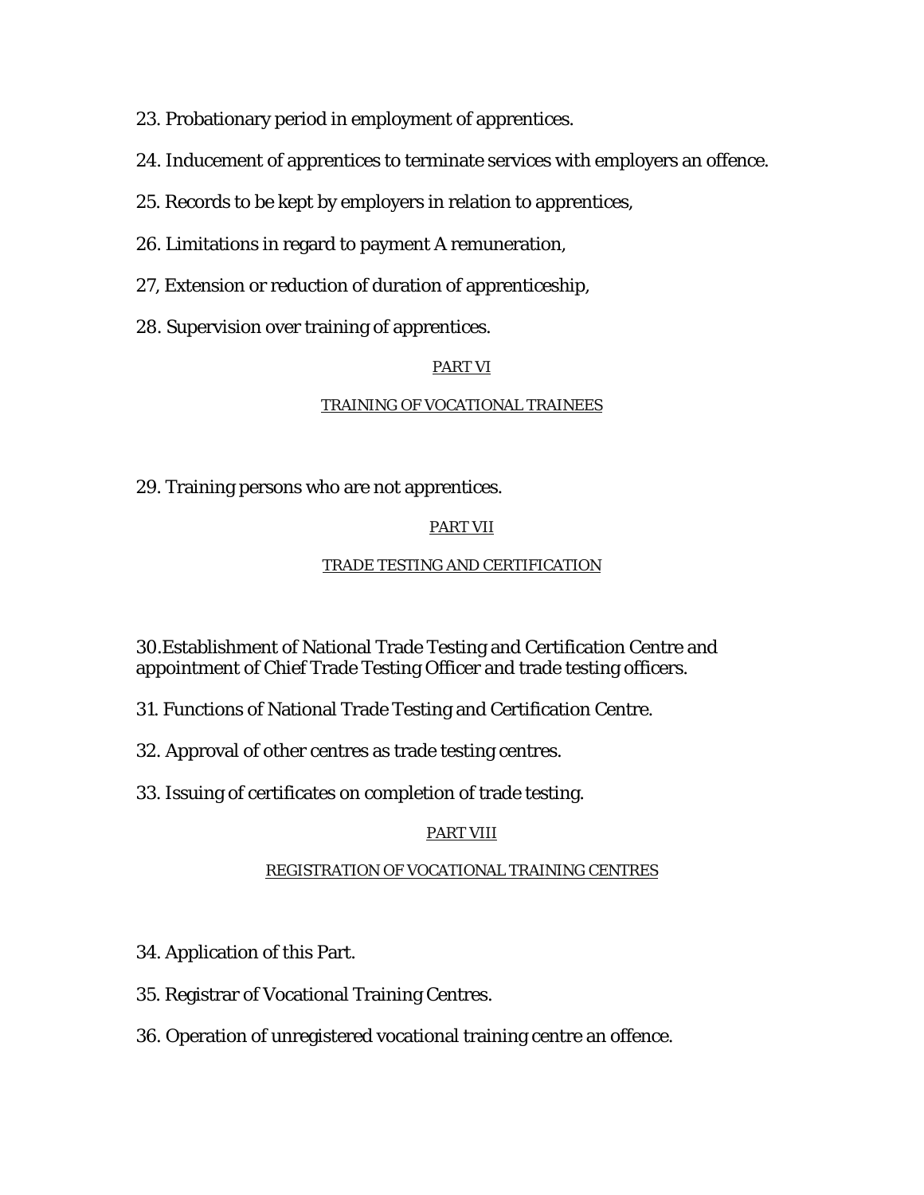23. Probationary period in employment of apprentices.

24. Inducement of apprentices to terminate services with employers an offence.

25. Records to be kept by employers in relation to apprentices,

26. Limitations in regard to payment A remuneration,

27, Extension or reduction of duration of apprenticeship,

28. Supervision over training of apprentices.

## PART VI

## TRAINING OF VOCATIONAL TRAINEES

29. Training persons who are not apprentices.

## PART VII

## TRADE TESTING AND CERTIFICATION

30.Establishment of National Trade Testing and Certification Centre and appointment of Chief Trade Testing Officer and trade testing officers.

31. Functions of National Trade Testing and Certification Centre.

32. Approval of other centres as trade testing centres.

33. Issuing of certificates on completion of trade testing.

## PART VIII

## REGISTRATION OF VOCATIONAL TRAINING CENTRES

34. Application of this Part.

35. Registrar of Vocational Training Centres.

36. Operation of unregistered vocational training centre an offence.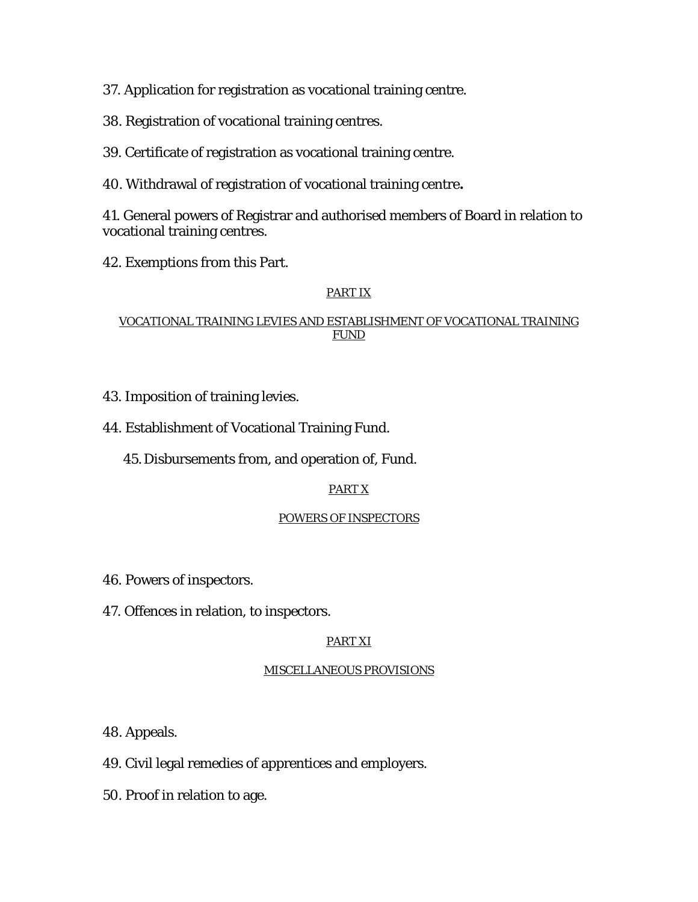37. Application for registration as vocational training centre.

38. Registration of vocational training centres.

39. Certificate of registration as vocational training centre.

40. Withdrawal of registration of vocational training centre**.**

41. General powers of Registrar and authorised members of Board in relation to vocational training centres.

42. Exemptions from this Part.

PART IX

VOCATIONAL TRAINING LEVIES AND ESTABLISHMENT OF VOCATIONAL TRAINING FUND

43. Imposition of training levies.

44. Establishment of Vocational Training Fund.

45. Disbursements from, and operation of, Fund.

PART X

POWERS OF INSPECTORS

46. Powers of inspectors.

47. Offences in relation, to inspectors.

PART XI

MISCELLANEOUS PROVISIONS

48. Appeals.

49. Civil legal remedies of apprentices and employers.

50. Proof in relation to age.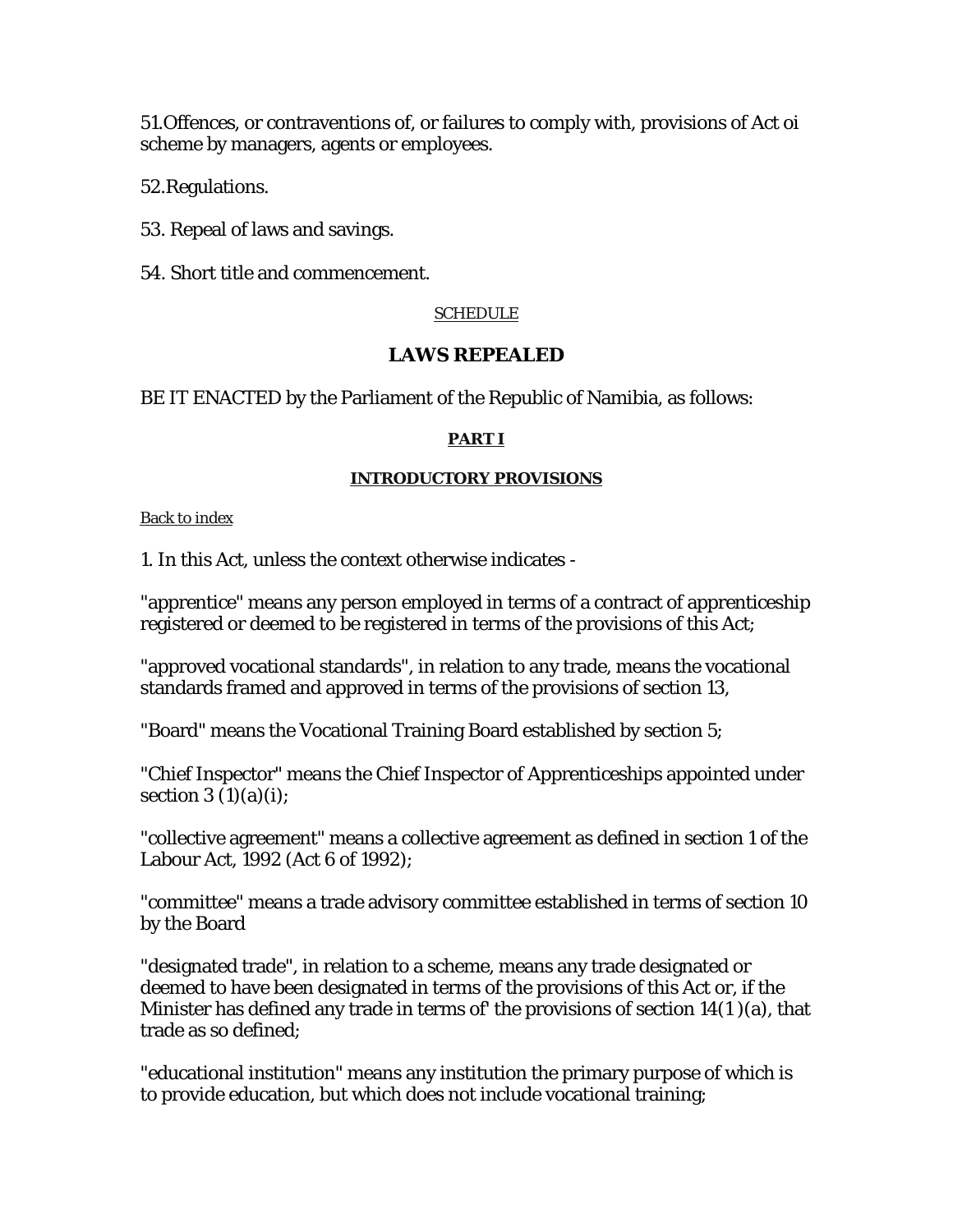51.Offences, or contraventions of, or failures to comply with, provisions of Act oi scheme by managers, agents or employees.

52.Regulations.

53. Repeal of laws and savings.

54. Short title and commencement.

SCHEDULE

## LAWS REPEALED

BE IT ENACTED by the Parliament of the Republic of Namibia, as follows:

### PART I

### INTRODUCTORY PROVISIONS

Back to index

1. In this Act, unless the context otherwise indicates -

"apprentice" means any person employed in terms of a contract of apprenticeship registered or deemed to be registered in terms of the provisions of this Act;

"approved vocational standards", in relation to any trade, means the vocational standards framed and approved in terms of the provisions of section 13,

"Board" means the Vocational Training Board established by section 5;

"Chief Inspector" means the Chief Inspector of Apprenticeships appointed under section 3 (1)(a)(i);

"collective agreement" means a collective agreement as defined in section 1 of the Labour Act, 1992 (Act 6 of 1992);

"committee" means a trade advisory committee established in terms of section 10 by the Board

"designated trade", in relation to a scheme, means any trade designated or deemed to have been designated in terms of the provisions of this Act or, if the Minister has defined any trade in terms of' the provisions of section 14(1 )(a), that trade as so defined;

"educational institution" means any institution the primary purpose of which is to provide education, but which does not include vocational training;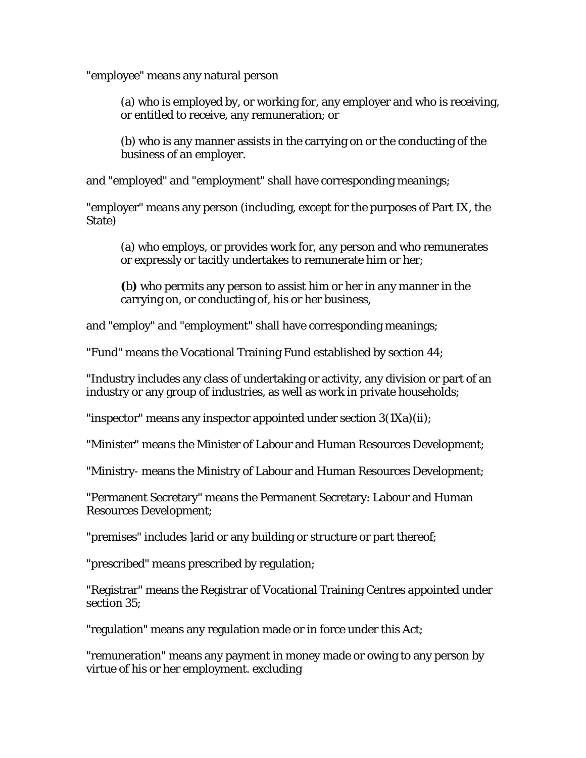"employee" means any natural person

> (a) who is employed by, or working for, any employer and who is receiving, or entitled to receive, any remuneration; or
>
> (b) who is any manner assists in the carrying on or the conducting of the business of an employer.

and "employed" and "employment" shall have corresponding meanings;

"employer" means any person (including, except for the purposes of Part IX, the State)

> (a) who employs, or provides work for, any person and who remunerates or expressly or tacitly undertakes to remunerate him or her;
>
> **(**b**)** who permits any person to assist him or her in any manner in the carrying on, or conducting of, his or her business,

and "employ" and "employment" shall have corresponding meanings;

"Fund" means the Vocational Training Fund established by section 44;

"Industry includes any class of undertaking or activity, any division or part of an industry or any group of industries, as well as work in private households;

"inspector" means any inspector appointed under section 3(1Xa)(ii);

"Minister" means the Minister of Labour and Human Resources Development;

"Ministry- means the Ministry of Labour and Human Resources Development;

"Permanent Secretary" means the Permanent Secretary: Labour and Human Resources Development;

"premises" includes ]arid or any building or structure or part thereof;

"prescribed" means prescribed by regulation;

"Registrar" means the Registrar of Vocational Training Centres appointed under section 35;

"regulation" means any regulation made or in force under this Act;

"remuneration" means any payment in money made or owing to any person by virtue of his or her employment. excluding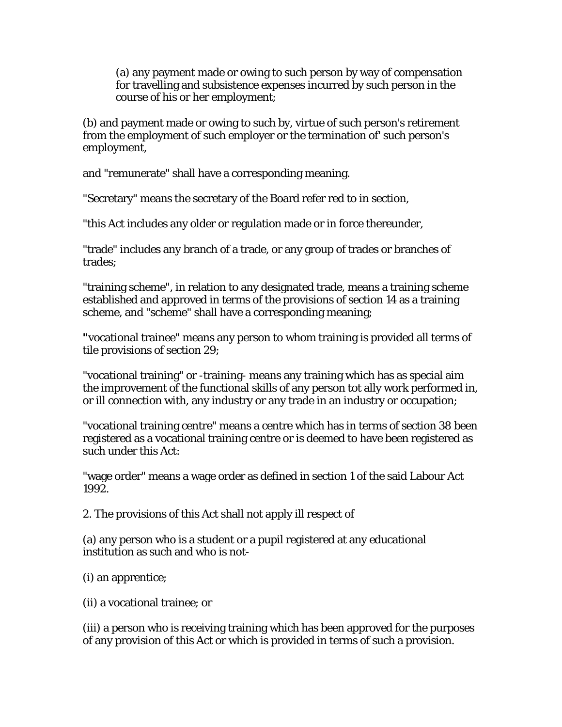(a) any payment made or owing to such person by way of compensation for travelling and subsistence expenses incurred by such person in the course of his or her employment;

(b) and payment made or owing to such by, virtue of such person's retirement from the employment of such employer or the termination of' such person's employment,

and "remunerate" shall have a corresponding meaning.

"Secretary" means the secretary of the Board refer red to in section,

"this Act includes any older or regulation made or in force thereunder,

"trade" includes any branch of a trade, or any group of trades or branches of trades;

"training scheme", in relation to any designated trade, means a training scheme established and approved in terms of the provisions of section 14 as a training scheme, and "scheme" shall have a corresponding meaning;

"vocational trainee" means any person to whom training is provided all terms of tile provisions of section 29;

"vocational training" or -training- means any training which has as special aim the improvement of the functional skills of any person tot ally work performed in, or ill connection with, any industry or any trade in an industry or occupation;

"vocational training centre" means a centre which has in terms of section 38 been registered as a vocational training centre or is deemed to have been registered as such under this Act:

"wage order" means a wage order as defined in section 1 of the said Labour Act 1992.

2. The provisions of this Act shall not apply ill respect of

(a) any person who is a student or a pupil registered at any educational institution as such and who is not-

(i) an apprentice;

(ii) a vocational trainee; or

(iii) a person who is receiving training which has been approved for the purposes of any provision of this Act or which is provided in terms of such a provision.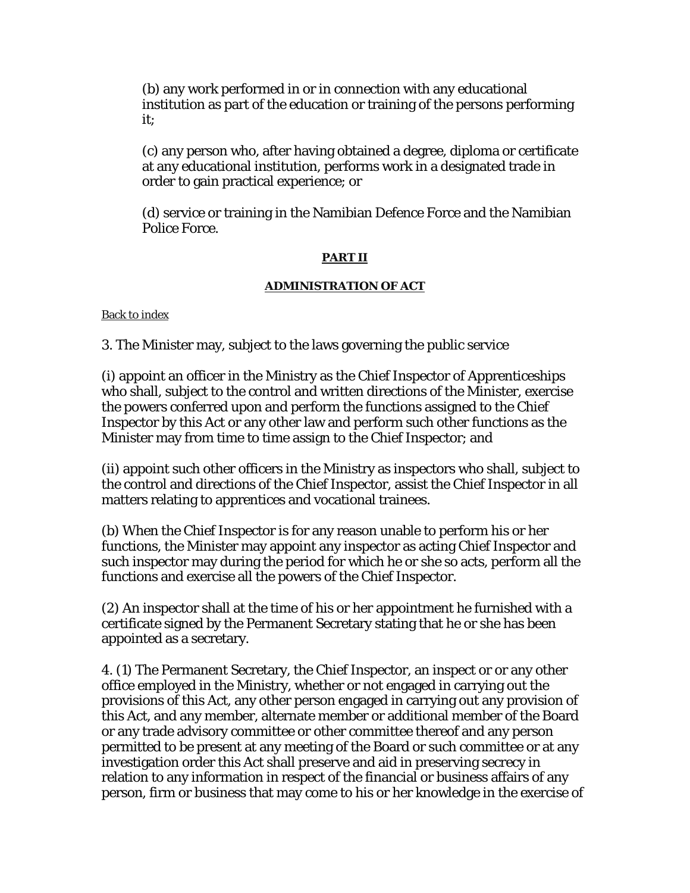(b) any work performed in or in connection with any educational institution as part of the education or training of the persons performing it;

(c) any person who, after having obtained a degree, diploma or certificate at any educational institution, performs work in a designated trade in order to gain practical experience; or

(d) service or training in the Namibian Defence Force and the Namibian Police Force.

## PART II

## ADMINISTRATION OF ACT

Back to index

3. The Minister may, subject to the laws governing the public service

(i) appoint an officer in the Ministry as the Chief Inspector of Apprenticeships who shall, subject to the control and written directions of the Minister, exercise the powers conferred upon and perform the functions assigned to the Chief Inspector by this Act or any other law and perform such other functions as the Minister may from time to time assign to the Chief Inspector; and

(ii) appoint such other officers in the Ministry as inspectors who shall, subject to the control and directions of the Chief Inspector, assist the Chief Inspector in all matters relating to apprentices and vocational trainees.

(b) When the Chief Inspector is for any reason unable to perform his or her functions, the Minister may appoint any inspector as acting Chief Inspector and such inspector may during the period for which he or she so acts, perform all the functions and exercise all the powers of the Chief Inspector.

(2) An inspector shall at the time of his or her appointment he furnished with a certificate signed by the Permanent Secretary stating that he or she has been appointed as a secretary.

4. (1) The Permanent Secretary, the Chief Inspector, an inspect or or any other office employed in the Ministry, whether or not engaged in carrying out the provisions of this Act, any other person engaged in carrying out any provision of this Act, and any member, alternate member or additional member of the Board or any trade advisory committee or other committee thereof and any person permitted to be present at any meeting of the Board or such committee or at any investigation order this Act shall preserve and aid in preserving secrecy in relation to any information in respect of the financial or business affairs of any person, firm or business that may come to his or her knowledge in the exercise of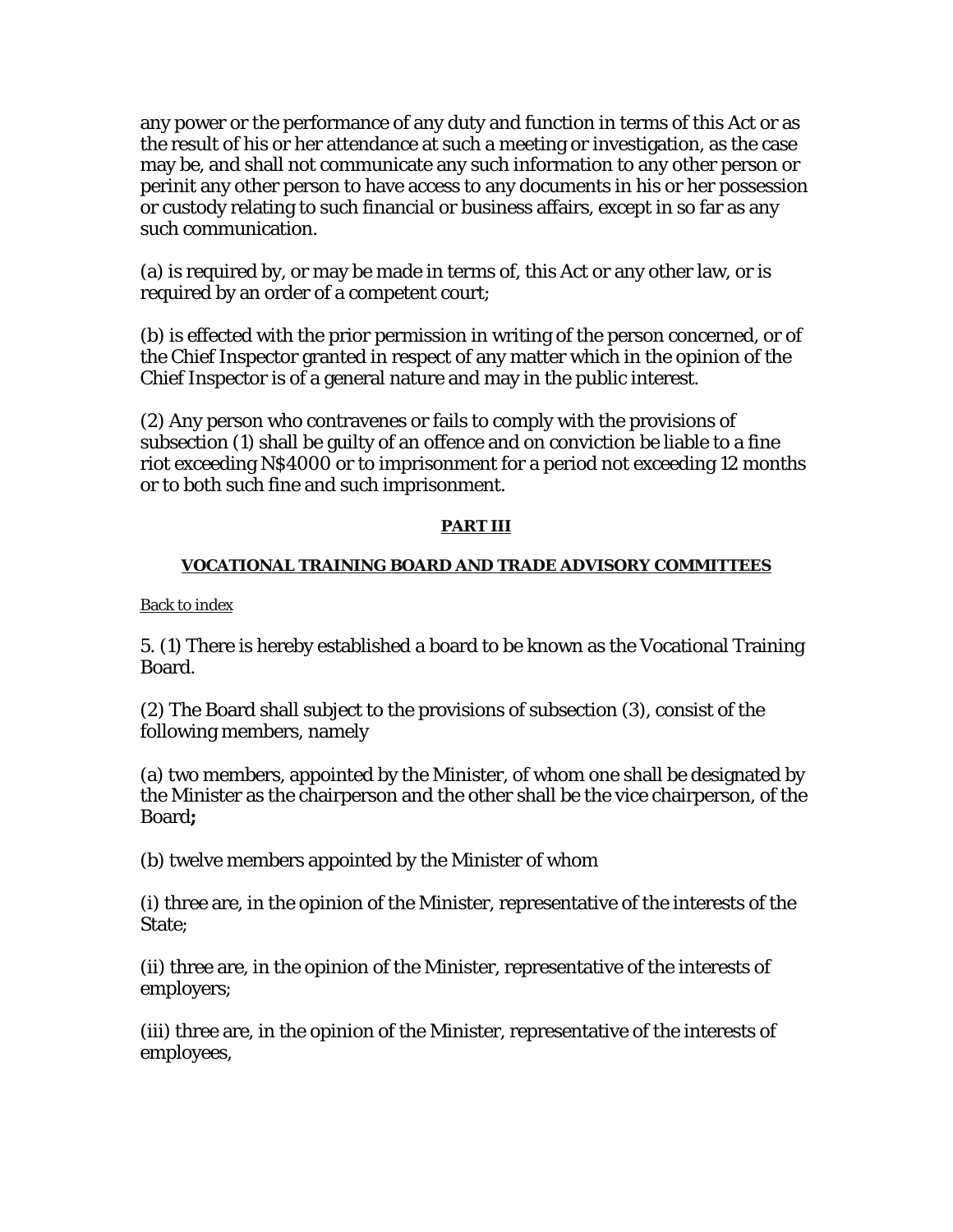any power or the performance of any duty and function in terms of this Act or as the result of his or her attendance at such a meeting or investigation, as the case may be, and shall not communicate any such information to any other person or perinit any other person to have access to any documents in his or her possession or custody relating to such financial or business affairs, except in so far as any such communication.

(a) is required by, or may be made in terms of, this Act or any other law, or is required by an order of a competent court;

(b) is effected with the prior permission in writing of the person concerned, or of the Chief Inspector granted in respect of any matter which in the opinion of the Chief Inspector is of a general nature and may in the public interest.

(2) Any person who contravenes or fails to comply with the provisions of subsection (1) shall be guilty of an offence and on conviction be liable to a fine riot exceeding N$4000 or to imprisonment for a period not exceeding 12 months or to both such fine and such imprisonment.

## PART III

### VOCATIONAL TRAINING BOARD AND TRADE ADVISORY COMMITTEES

Back to index

5. (1) There is hereby established a board to be known as the Vocational Training Board.

(2) The Board shall subject to the provisions of subsection (3), consist of the following members, namely

(a) two members, appointed by the Minister, of whom one shall be designated by the Minister as the chairperson and the other shall be the vice chairperson, of the Board**;**

(b) twelve members appointed by the Minister of whom

(i) three are, in the opinion of the Minister, representative of the interests of the State;

(ii) three are, in the opinion of the Minister, representative of the interests of employers;

(iii) three are, in the opinion of the Minister, representative of the interests of employees,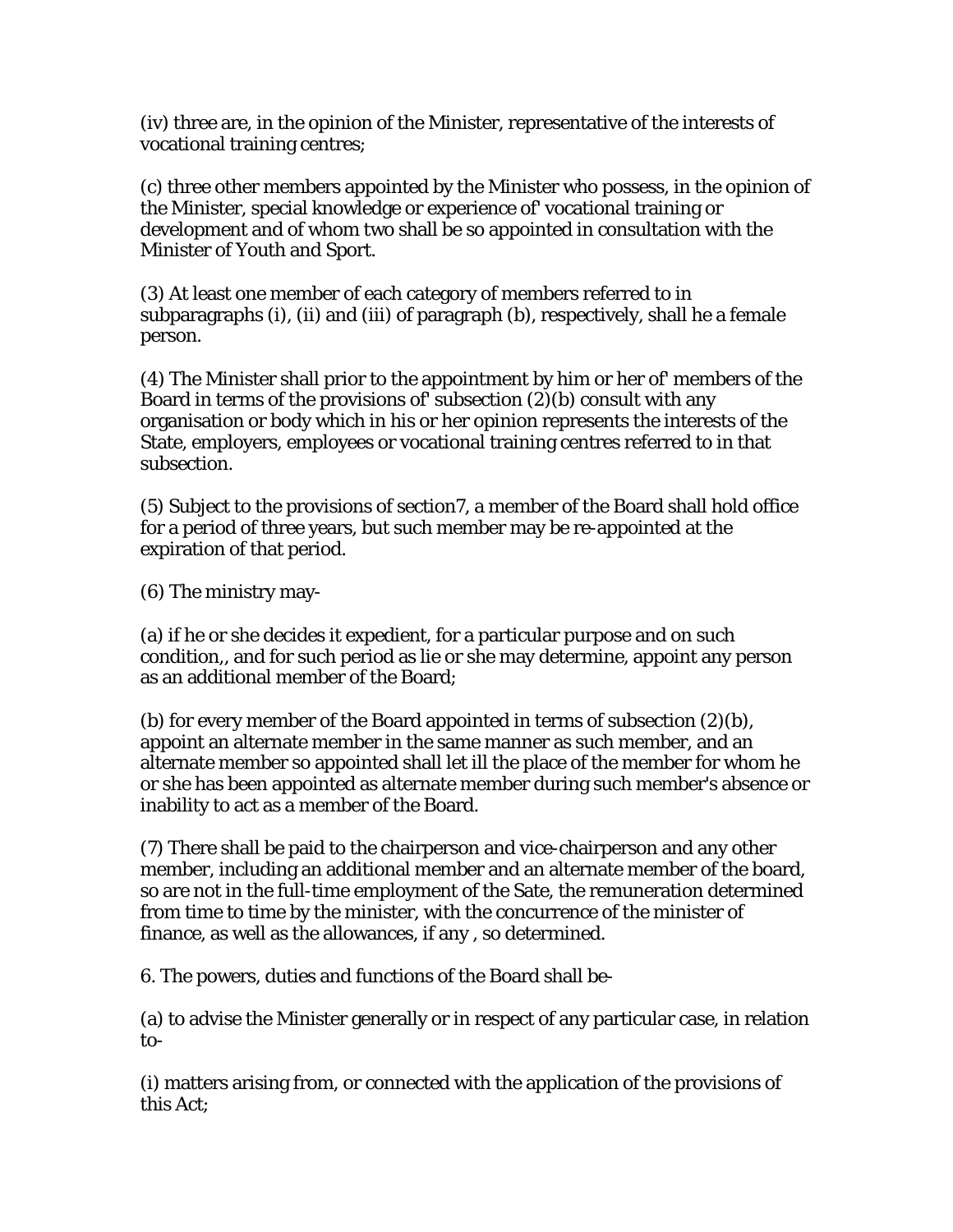(iv) three are, in the opinion of the Minister, representative of the interests of vocational training centres;

(c) three other members appointed by the Minister who possess, in the opinion of the Minister, special knowledge or experience of' vocational training or development and of whom two shall be so appointed in consultation with the Minister of Youth and Sport.

(3) At least one member of each category of members referred to in subparagraphs (i), (ii) and (iii) of paragraph (b), respectively, shall he a female person.

(4) The Minister shall prior to the appointment by him or her of' members of the Board in terms of the provisions of' subsection (2)(b) consult with any organisation or body which in his or her opinion represents the interests of the State, employers, employees or vocational training centres referred to in that subsection.

(5) Subject to the provisions of section7, a member of the Board shall hold office for a period of three years, but such member may be re-appointed at the expiration of that period.

(6) The ministry may-

(a) if he or she decides it expedient, for a particular purpose and on such condition,, and for such period as lie or she may determine, appoint any person as an additional member of the Board;

(b) for every member of the Board appointed in terms of subsection (2)(b), appoint an alternate member in the same manner as such member, and an alternate member so appointed shall let ill the place of the member for whom he or she has been appointed as alternate member during such member's absence or inability to act as a member of the Board.

(7) There shall be paid to the chairperson and vice-chairperson and any other member, including an additional member and an alternate member of the board, so are not in the full-time employment of the Sate, the remuneration determined from time to time by the minister, with the concurrence of the minister of finance, as well as the allowances, if any , so determined.

6. The powers, duties and functions of the Board shall be-

(a) to advise the Minister generally or in respect of any particular case, in relation to-

(i) matters arising from, or connected with the application of the provisions of this Act;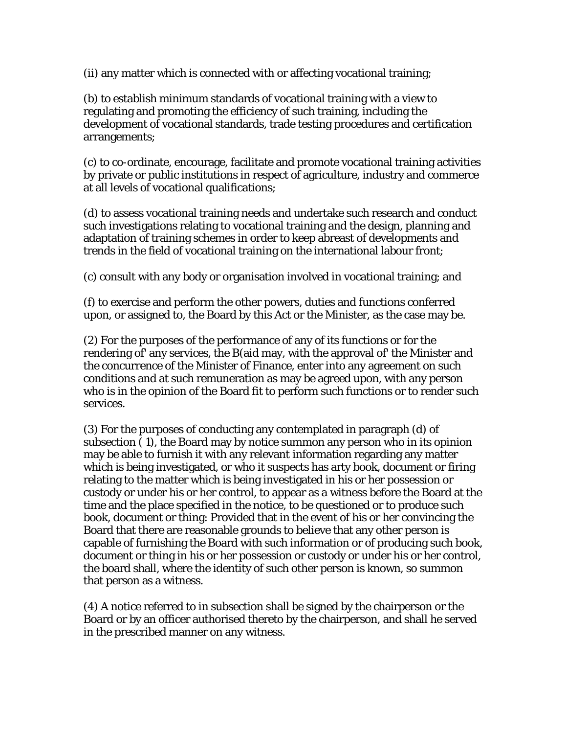(ii) any matter which is connected with or affecting vocational training;

(b) to establish minimum standards of vocational training with a view to regulating and promoting the efficiency of such training, including the development of vocational standards, trade testing procedures and certification arrangements;

(c) to co-ordinate, encourage, facilitate and promote vocational training activities by private or public institutions in respect of agriculture, industry and commerce at all levels of vocational qualifications;

(d) to assess vocational training needs and undertake such research and conduct such investigations relating to vocational training and the design, planning and adaptation of training schemes in order to keep abreast of developments and trends in the field of vocational training on the international labour front;

(c) consult with any body or organisation involved in vocational training; and

(f) to exercise and perform the other powers, duties and functions conferred upon, or assigned to, the Board by this Act or the Minister, as the case may be.

(2) For the purposes of the performance of any of its functions or for the rendering of' any services, the B(aid may, with the approval of' the Minister and the concurrence of the Minister of Finance, enter into any agreement on such conditions and at such remuneration as may be agreed upon, with any person who is in the opinion of the Board fit to perform such functions or to render such services.

(3) For the purposes of conducting any contemplated in paragraph (d) of subsection ( 1), the Board may by notice summon any person who in its opinion may be able to furnish it with any relevant information regarding any matter which is being investigated, or who it suspects has arty book, document or firing relating to the matter which is being investigated in his or her possession or custody or under his or her control, to appear as a witness before the Board at the time and the place specified in the notice, to be questioned or to produce such book, document or thing: Provided that in the event of his or her convincing the Board that there are reasonable grounds to believe that any other person is capable of furnishing the Board with such information or of producing such book, document or thing in his or her possession or custody or under his or her control, the board shall, where the identity of such other person is known, so summon that person as a witness.

(4) A notice referred to in subsection shall be signed by the chairperson or the Board or by an officer authorised thereto by the chairperson, and shall he served in the prescribed manner on any witness.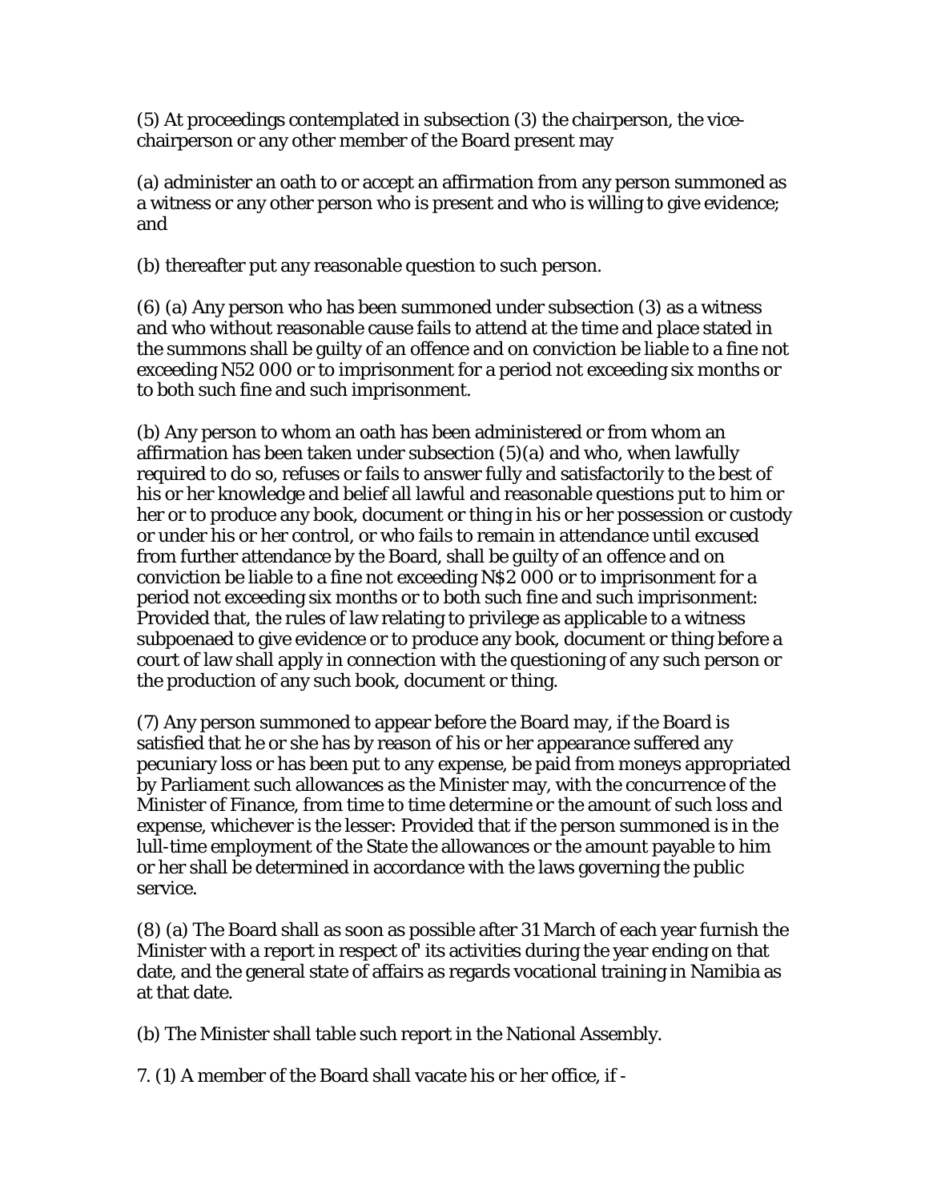(5) At proceedings contemplated in subsection (3) the chairperson, the vice-chairperson or any other member of the Board present may

(a) administer an oath to or accept an affirmation from any person summoned as a witness or any other person who is present and who is willing to give evidence; and

(b) thereafter put any reasonable question to such person.

(6) (a) Any person who has been summoned under subsection (3) as a witness and who without reasonable cause fails to attend at the time and place stated in the summons shall be guilty of an offence and on conviction be liable to a fine not exceeding N52 000 or to imprisonment for a period not exceeding six months or to both such fine and such imprisonment.

(b) Any person to whom an oath has been administered or from whom an affirmation has been taken under subsection (5)(a) and who, when lawfully required to do so, refuses or fails to answer fully and satisfactorily to the best of his or her knowledge and belief all lawful and reasonable questions put to him or her or to produce any book, document or thing in his or her possession or custody or under his or her control, or who fails to remain in attendance until excused from further attendance by the Board, shall be guilty of an offence and on conviction be liable to a fine not exceeding N$2 000 or to imprisonment for a period not exceeding six months or to both such fine and such imprisonment: Provided that, the rules of law relating to privilege as applicable to a witness subpoenaed to give evidence or to produce any book, document or thing before a court of law shall apply in connection with the questioning of any such person or the production of any such book, document or thing.

(7) Any person summoned to appear before the Board may, if the Board is satisfied that he or she has by reason of his or her appearance suffered any pecuniary loss or has been put to any expense, be paid from moneys appropriated by Parliament such allowances as the Minister may, with the concurrence of the Minister of Finance, from time to time determine or the amount of such loss and expense, whichever is the lesser: Provided that if the person summoned is in the lull-time employment of the State the allowances or the amount payable to him or her shall be determined in accordance with the laws governing the public service.

(8) (a) The Board shall as soon as possible after 31 March of each year furnish the Minister with a report in respect of' its activities during the year ending on that date, and the general state of affairs as regards vocational training in Namibia as at that date.

(b) The Minister shall table such report in the National Assembly.

7. (1) A member of the Board shall vacate his or her office, if -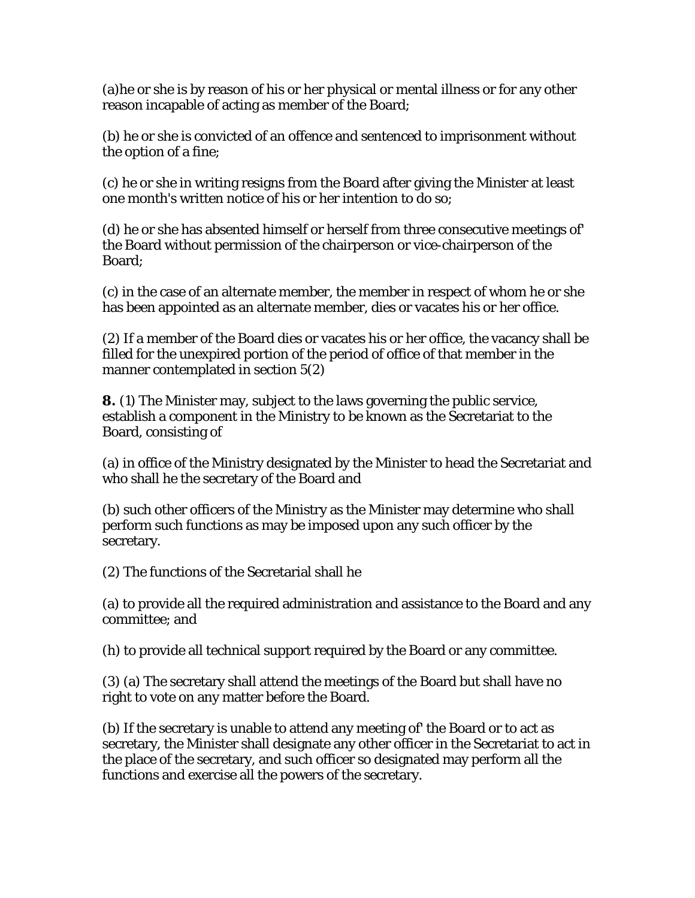(a)he or she is by reason of his or her physical or mental illness or for any other reason incapable of acting as member of the Board;

(b) he or she is convicted of an offence and sentenced to imprisonment without the option of a fine;

(c) he or she in writing resigns from the Board after giving the Minister at least one month's written notice of his or her intention to do so;

(d) he or she has absented himself or herself from three consecutive meetings of' the Board without permission of the chairperson or vice-chairperson of the Board;

(c) in the case of an alternate member, the member in respect of whom he or she has been appointed as an alternate member, dies or vacates his or her office.

(2) If a member of the Board dies or vacates his or her office, the vacancy shall be filled for the unexpired portion of the period of office of that member in the manner contemplated in section 5(2)

**8.** (1) The Minister may, subject to the laws governing the public service, establish a component in the Ministry to be known as the Secretariat to the Board, consisting of

(a) in office of the Ministry designated by the Minister to head the Secretariat and who shall he the secretary of the Board and

(b) such other officers of the Ministry as the Minister may determine who shall perform such functions as may be imposed upon any such officer by the secretary.

(2) The functions of the Secretarial shall he

(a) to provide all the required administration and assistance to the Board and any committee; and

(h) to provide all technical support required by the Board or any committee.

(3) (a) The secretary shall attend the meetings of the Board but shall have no right to vote on any matter before the Board.

(b) If the secretary is unable to attend any meeting of' the Board or to act as secretary, the Minister shall designate any other officer in the Secretariat to act in the place of the secretary, and such officer so designated may perform all the functions and exercise all the powers of the secretary.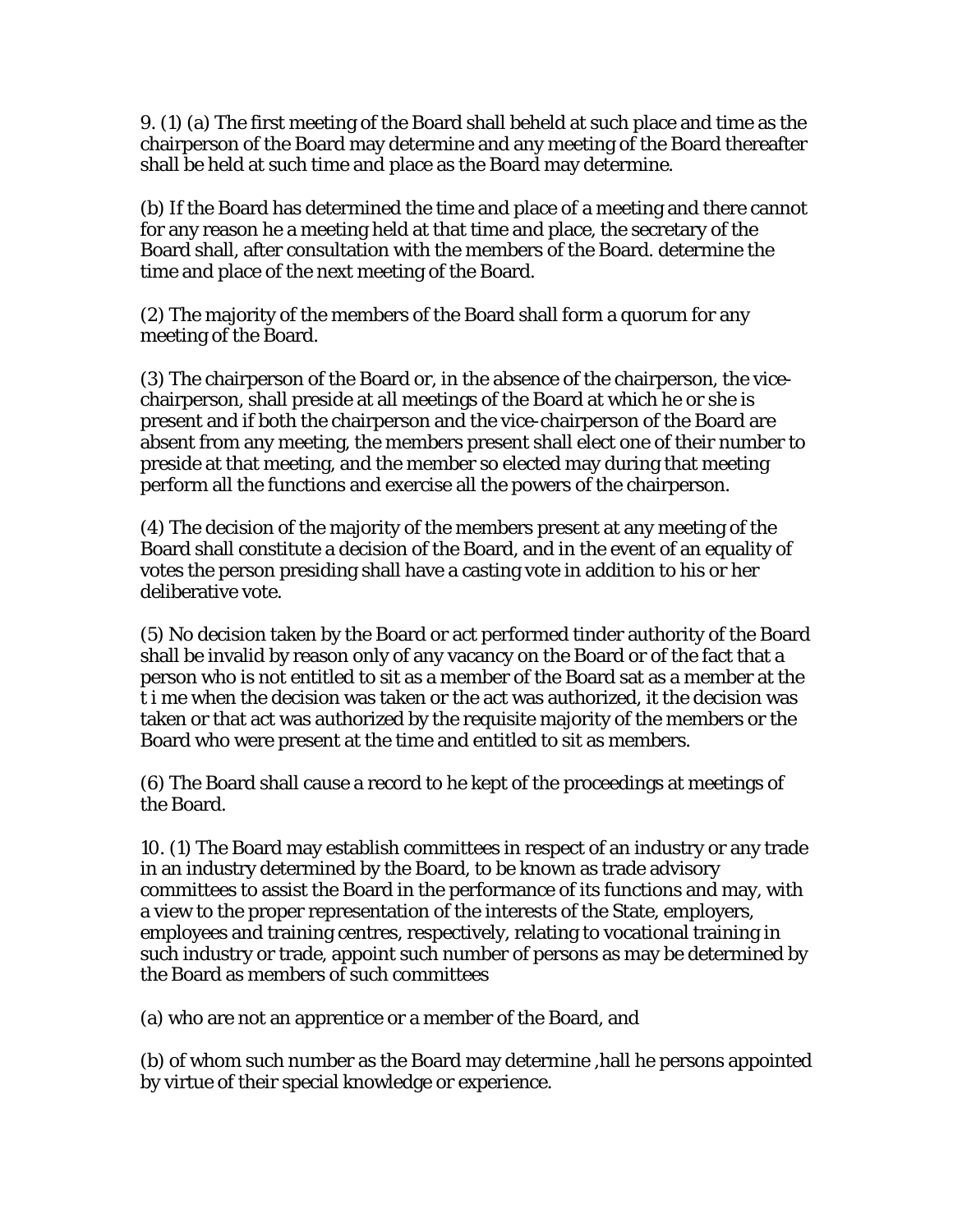9. (1) (a) The first meeting of the Board shall beheld at such place and time as the chairperson of the Board may determine and any meeting of the Board thereafter shall be held at such time and place as the Board may determine.

(b) If the Board has determined the time and place of a meeting and there cannot for any reason he a meeting held at that time and place, the secretary of the Board shall, after consultation with the members of the Board. determine the time and place of the next meeting of the Board.

(2) The majority of the members of the Board shall form a quorum for any meeting of the Board.

(3) The chairperson of the Board or, in the absence of the chairperson, the vice-chairperson, shall preside at all meetings of the Board at which he or she is present and if both the chairperson and the vice-chairperson of the Board are absent from any meeting, the members present shall elect one of their number to preside at that meeting, and the member so elected may during that meeting perform all the functions and exercise all the powers of the chairperson.

(4) The decision of the majority of the members present at any meeting of the Board shall constitute a decision of the Board, and in the event of an equality of votes the person presiding shall have a casting vote in addition to his or her deliberative vote.

(5) No decision taken by the Board or act performed tinder authority of the Board shall be invalid by reason only of any vacancy on the Board or of the fact that a person who is not entitled to sit as a member of the Board sat as a member at the t i me when the decision was taken or the act was authorized, it the decision was taken or that act was authorized by the requisite majority of the members or the Board who were present at the time and entitled to sit as members.

(6) The Board shall cause a record to he kept of the proceedings at meetings of the Board.

10. (1) The Board may establish committees in respect of an industry or any trade in an industry determined by the Board, to be known as trade advisory committees to assist the Board in the performance of its functions and may, with a view to the proper representation of the interests of the State, employers, employees and training centres, respectively, relating to vocational training in such industry or trade, appoint such number of persons as may be determined by the Board as members of such committees

(a) who are not an apprentice or a member of the Board, and

(b) of whom such number as the Board may determine ,hall he persons appointed by virtue of their special knowledge or experience.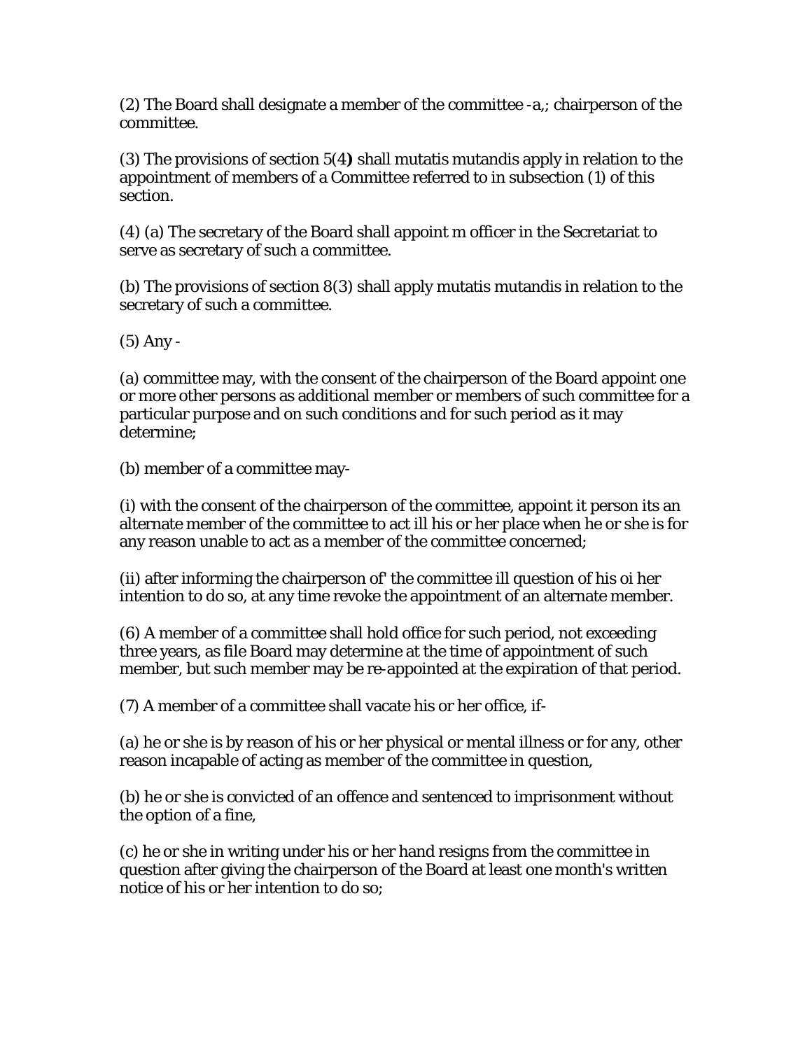(2) The Board shall designate a member of the committee -a,; chairperson of the committee.

(3) The provisions of section 5(4**)** shall mutatis mutandis apply in relation to the appointment of members of a Committee referred to in subsection (1) of this section.

(4) (a) The secretary of the Board shall appoint m officer in the Secretariat to serve as secretary of such a committee.

(b) The provisions of section 8(3) shall apply mutatis mutandis in relation to the secretary of such a committee.

(5) Any -

(a) committee may, with the consent of the chairperson of the Board appoint one or more other persons as additional member or members of such committee for a particular purpose and on such conditions and for such period as it may determine;

(b) member of a committee may-

(i) with the consent of the chairperson of the committee, appoint it person its an alternate member of the committee to act ill his or her place when he or she is for any reason unable to act as a member of the committee concerned;

(ii) after informing the chairperson of' the committee ill question of his oi her intention to do so, at any time revoke the appointment of an alternate member.

(6) A member of a committee shall hold office for such period, not exceeding three years, as file Board may determine at the time of appointment of such member, but such member may be re-appointed at the expiration of that period.

(7) A member of a committee shall vacate his or her office, if-

(a) he or she is by reason of his or her physical or mental illness or for any, other reason incapable of acting as member of the committee in question,

(b) he or she is convicted of an offence and sentenced to imprisonment without the option of a fine,

(c) he or she in writing under his or her hand resigns from the committee in question after giving the chairperson of the Board at least one month's written notice of his or her intention to do so;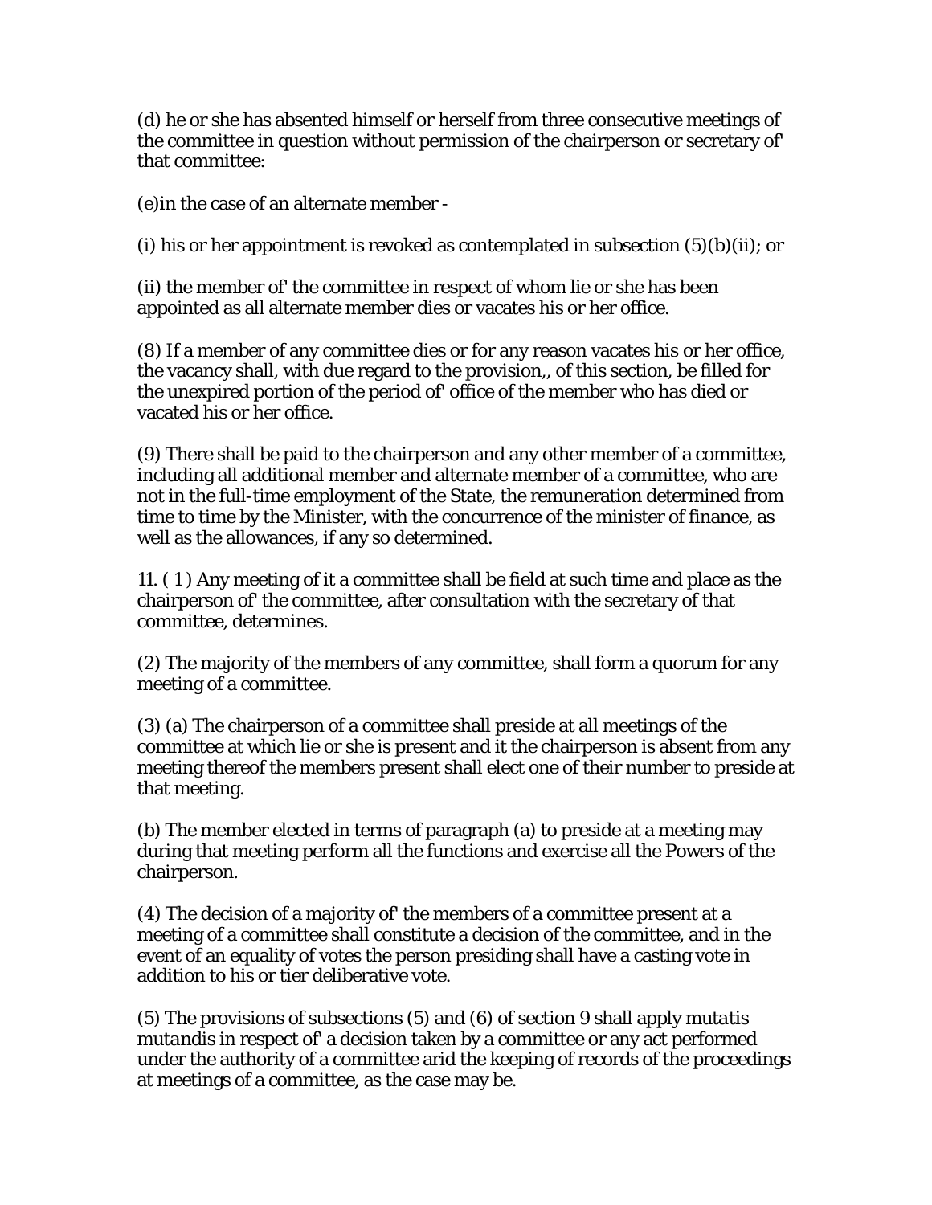(d) he or she has absented himself or herself from three consecutive meetings of the committee in question without permission of the chairperson or secretary of' that committee:

(e)in the case of an alternate member -

(i) his or her appointment is revoked as contemplated in subsection (5)(b)(ii); or

(ii) the member of' the committee in respect of whom lie or she has been appointed as all alternate member dies or vacates his or her office.

(8) If a member of any committee dies or for any reason vacates his or her office, the vacancy shall, with due regard to the provision,, of this section, be filled for the unexpired portion of the period of' office of the member who has died or vacated his or her office.

(9) There shall be paid to the chairperson and any other member of a committee, including all additional member and alternate member of a committee, who are not in the full-time employment of the State, the remuneration determined from time to time by the Minister, with the concurrence of the minister of finance, as well as the allowances, if any so determined.

11. ( 1 ) Any meeting of it a committee shall be field at such time and place as the chairperson of' the committee, after consultation with the secretary of that committee, determines.

(2) The majority of the members of any committee, shall form a quorum for any meeting of a committee.

(3) (a) The chairperson of a committee shall preside at all meetings of the committee at which lie or she is present and it the chairperson is absent from any meeting thereof the members present shall elect one of their number to preside at that meeting.

(b) The member elected in terms of paragraph (a) to preside at a meeting may during that meeting perform all the functions and exercise all the Powers of the chairperson.

(4) The decision of a majority of' the members of a committee present at a meeting of a committee shall constitute a decision of the committee, and in the event of an equality of votes the person presiding shall have a casting vote in addition to his or tier deliberative vote.

(5) The provisions of subsections (5) and (6) of section 9 shall apply *mutatis mutandis* in respect of' a decision taken by a committee or any act performed under the authority of a committee arid the keeping of records of the proceedings at meetings of a committee, as the case may be.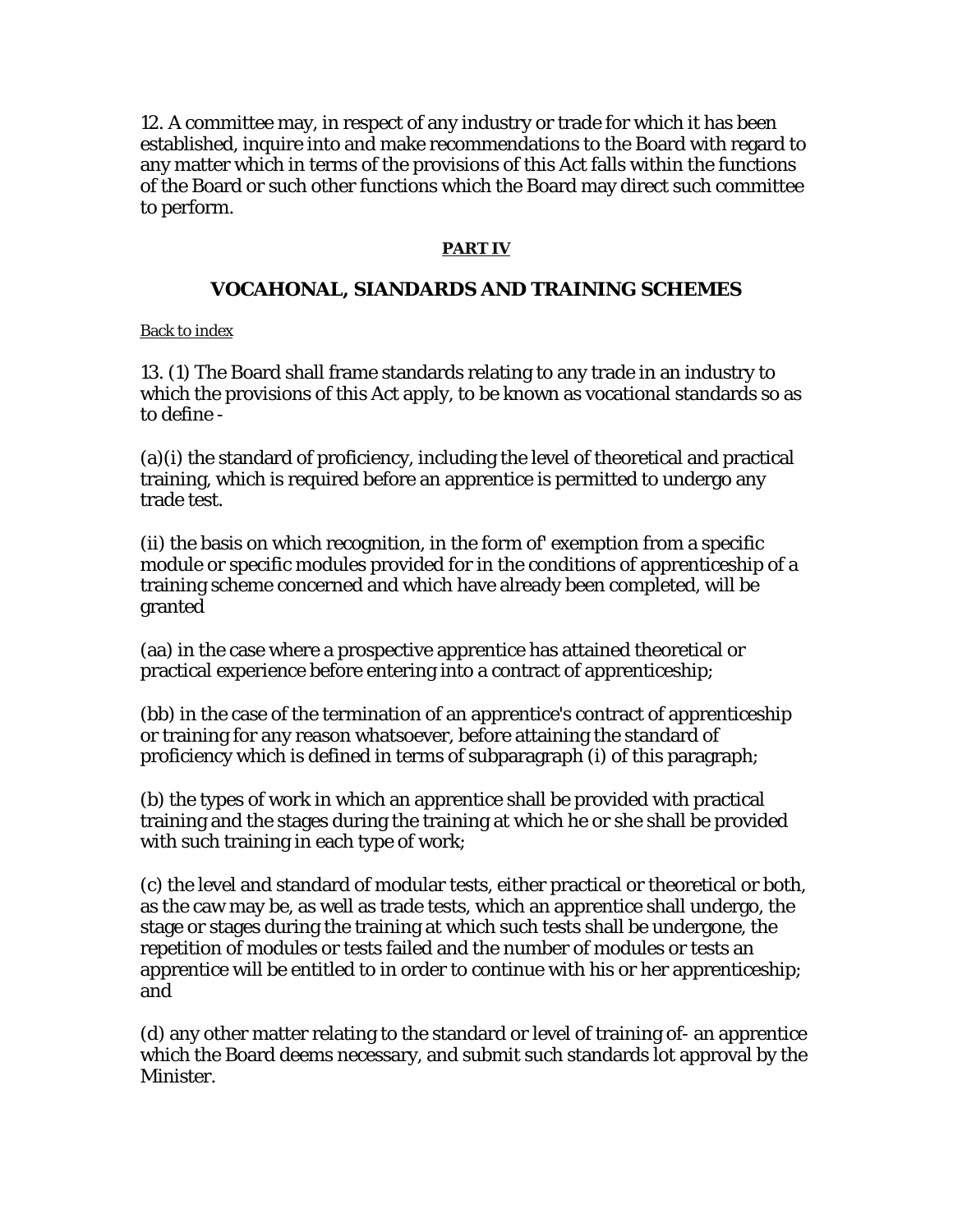12. A committee may, in respect of any industry or trade for which it has been established, inquire into and make recommendations to the Board with regard to any matter which in terms of the provisions of this Act falls within the functions of the Board or such other functions which the Board may direct such committee to perform.

**PART IV**

## VOCAHONAL, SIANDARDS AND TRAINING SCHEMES

Back to index

13. (1) The Board shall frame standards relating to any trade in an industry to which the provisions of this Act apply, to be known as vocational standards so as to define -

(a)(i) the standard of proficiency, including the level of theoretical and practical training, which is required before an apprentice is permitted to undergo any trade test.

(ii) the basis on which recognition, in the form of' exemption from a specific module or specific modules provided for in the conditions of apprenticeship of a training scheme concerned and which have already been completed, will be granted

(aa) in the case where a prospective apprentice has attained theoretical or practical experience before entering into a contract of apprenticeship;

(bb) in the case of the termination of an apprentice's contract of apprenticeship or training for any reason whatsoever, before attaining the standard of proficiency which is defined in terms of subparagraph (i) of this paragraph;

(b) the types of work in which an apprentice shall be provided with practical training and the stages during the training at which he or she shall be provided with such training in each type of work;

(c) the level and standard of modular tests, either practical or theoretical or both, as the caw may be, as well as trade tests, which an apprentice shall undergo, the stage or stages during the training at which such tests shall be undergone, the repetition of modules or tests failed and the number of modules or tests an apprentice will be entitled to in order to continue with his or her apprenticeship; and

(d) any other matter relating to the standard or level of training of- an apprentice which the Board deems necessary, and submit such standards lot approval by the Minister.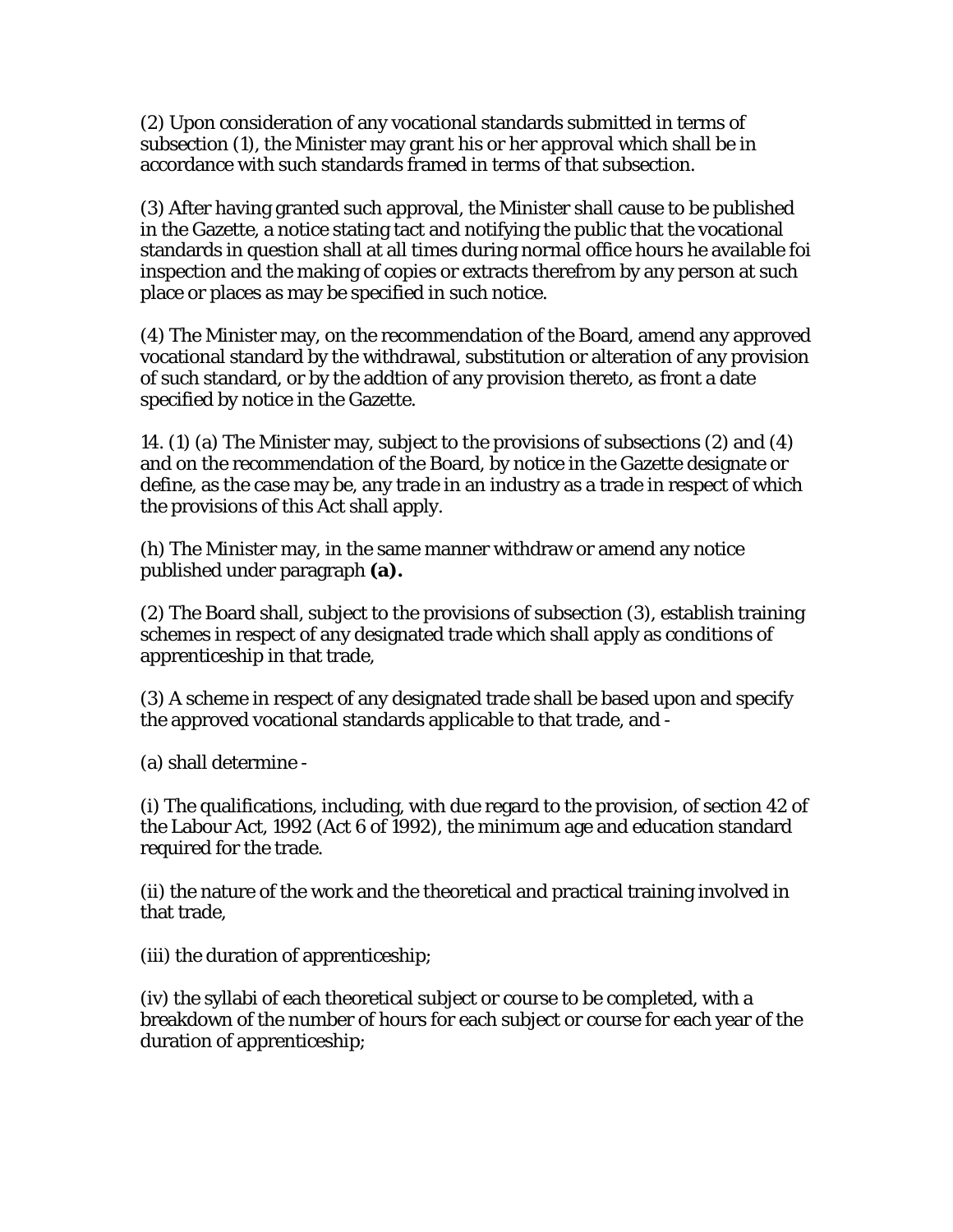(2) Upon consideration of any vocational standards submitted in terms of subsection (1), the Minister may grant his or her approval which shall be in accordance with such standards framed in terms of that subsection.

(3) After having granted such approval, the Minister shall cause to be published in the Gazette, a notice stating tact and notifying the public that the vocational standards in question shall at all times during normal office hours he available foi inspection and the making of copies or extracts therefrom by any person at such place or places as may be specified in such notice.

(4) The Minister may, on the recommendation of the Board, amend any approved vocational standard by the withdrawal, substitution or alteration of any provision of such standard, or by the addtion of any provision thereto, as front a date specified by notice in the Gazette.

14. (1) (a) The Minister may, subject to the provisions of subsections (2) and (4) and on the recommendation of the Board, by notice in the Gazette designate or define, as the case may be, any trade in an industry as a trade in respect of which the provisions of this Act shall apply.

(h) The Minister may, in the same manner withdraw or amend any notice published under paragraph **(a).**

(2) The Board shall, subject to the provisions of subsection (3), establish training schemes in respect of any designated trade which shall apply as conditions of apprenticeship in that trade,

(3) A scheme in respect of any designated trade shall be based upon and specify the approved vocational standards applicable to that trade, and -

(a) shall determine -

(i) The qualifications, including, with due regard to the provision, of section 42 of the Labour Act, 1992 (Act 6 of 1992), the minimum age and education standard required for the trade.

(ii) the nature of the work and the theoretical and practical training involved in that trade,

(iii) the duration of apprenticeship;

(iv) the syllabi of each theoretical subject or course to be completed, with a breakdown of the number of hours for each subject or course for each year of the duration of apprenticeship;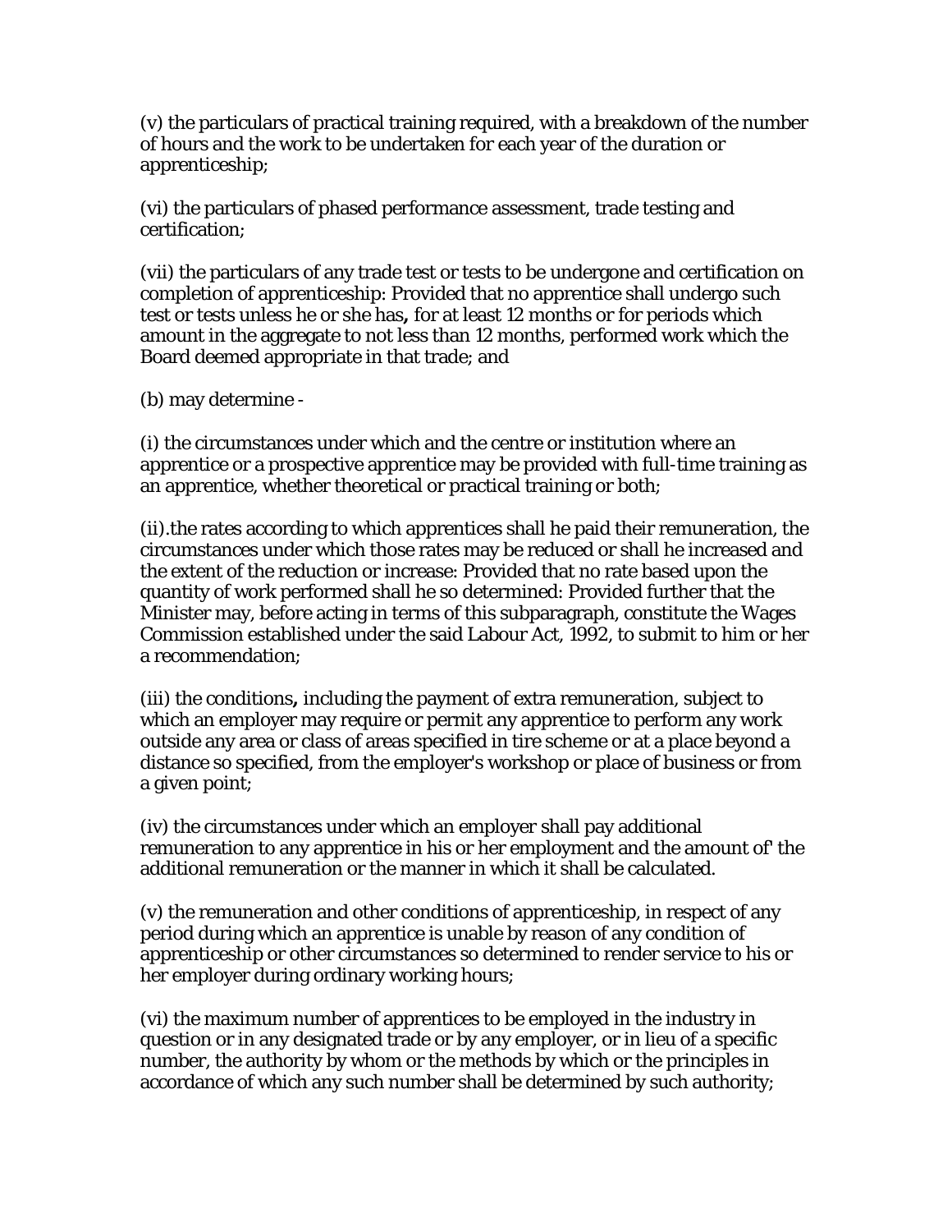(v) the particulars of practical training required, with a breakdown of the number of hours and the work to be undertaken for each year of the duration or apprenticeship;

(vi) the particulars of phased performance assessment, trade testing and certification;

(vii) the particulars of any trade test or tests to be undergone and certification on completion of apprenticeship: Provided that no apprentice shall undergo such test or tests unless he or she has**,** for at least 12 months or for periods which amount in the aggregate to not less than 12 months, performed work which the Board deemed appropriate in that trade; and

(b) may determine -

(i) the circumstances under which and the centre or institution where an apprentice or a prospective apprentice may be provided with full-time training as an apprentice, whether theoretical or practical training or both;

(ii).the rates according to which apprentices shall he paid their remuneration, the circumstances under which those rates may be reduced or shall he increased and the extent of the reduction or increase: Provided that no rate based upon the quantity of work performed shall he so determined: Provided further that the Minister may, before acting in terms of this subparagraph, constitute the Wages Commission established under the said Labour Act, 1992, to submit to him or her a recommendation;

(iii) the conditions**,** including the payment of extra remuneration, subject to which an employer may require or permit any apprentice to perform any work outside any area or class of areas specified in tire scheme or at a place beyond a distance so specified, from the employer's workshop or place of business or from a given point;

(iv) the circumstances under which an employer shall pay additional remuneration to any apprentice in his or her employment and the amount of' the additional remuneration or the manner in which it shall be calculated.

(v) the remuneration and other conditions of apprenticeship, in respect of any period during which an apprentice is unable by reason of any condition of apprenticeship or other circumstances so determined to render service to his or her employer during ordinary working hours;

(vi) the maximum number of apprentices to be employed in the industry in question or in any designated trade or by any employer, or in lieu of a specific number, the authority by whom or the methods by which or the principles in accordance of which any such number shall be determined by such authority;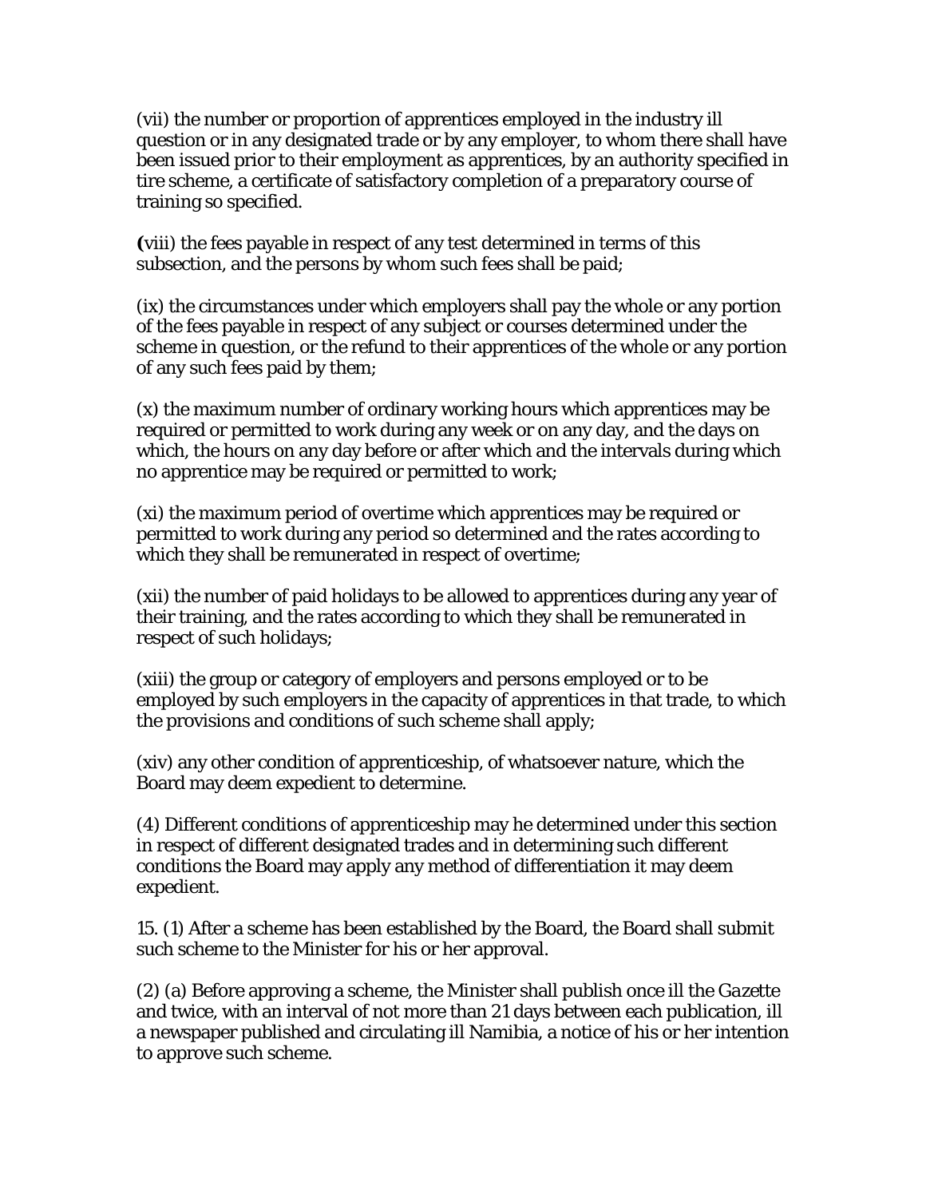(vii) the number or proportion of apprentices employed in the industry ill question or in any designated trade or by any employer, to whom there shall have been issued prior to their employment as apprentices, by an authority specified in tire scheme, a certificate of satisfactory completion of a preparatory course of training so specified.

**(**viii) the fees payable in respect of any test determined in terms of this subsection, and the persons by whom such fees shall be paid;

(ix) the circumstances under which employers shall pay the whole or any portion of the fees payable in respect of any subject or courses determined under the scheme in question, or the refund to their apprentices of the whole or any portion of any such fees paid by them;

(x) the maximum number of ordinary working hours which apprentices may be required or permitted to work during any week or on any day, and the days on which, the hours on any day before or after which and the intervals during which no apprentice may be required or permitted to work;

(xi) the maximum period of overtime which apprentices may be required or permitted to work during any period so determined and the rates according to which they shall be remunerated in respect of overtime;

(xii) the number of paid holidays to be allowed to apprentices during any year of their training, and the rates according to which they shall be remunerated in respect of such holidays;

(xiii) the group or category of employers and persons employed or to be employed by such employers in the capacity of apprentices in that trade, to which the provisions and conditions of such scheme shall apply;

(xiv) any other condition of apprenticeship, of whatsoever nature, which the Board may deem expedient to determine.

(4) Different conditions of apprenticeship may he determined under this section in respect of different designated trades and in determining such different conditions the Board may apply any method of differentiation it may deem expedient.

15. (1) After a scheme has been established by the Board, the Board shall submit such scheme to the Minister for his or her approval.

(2) (a) Before approving a scheme, the Minister shall publish once ill the *Gazette* and twice, with an interval of not more than 21 days between each publication, ill a newspaper published and circulating ill Namibia, a notice of his or her intention to approve such scheme.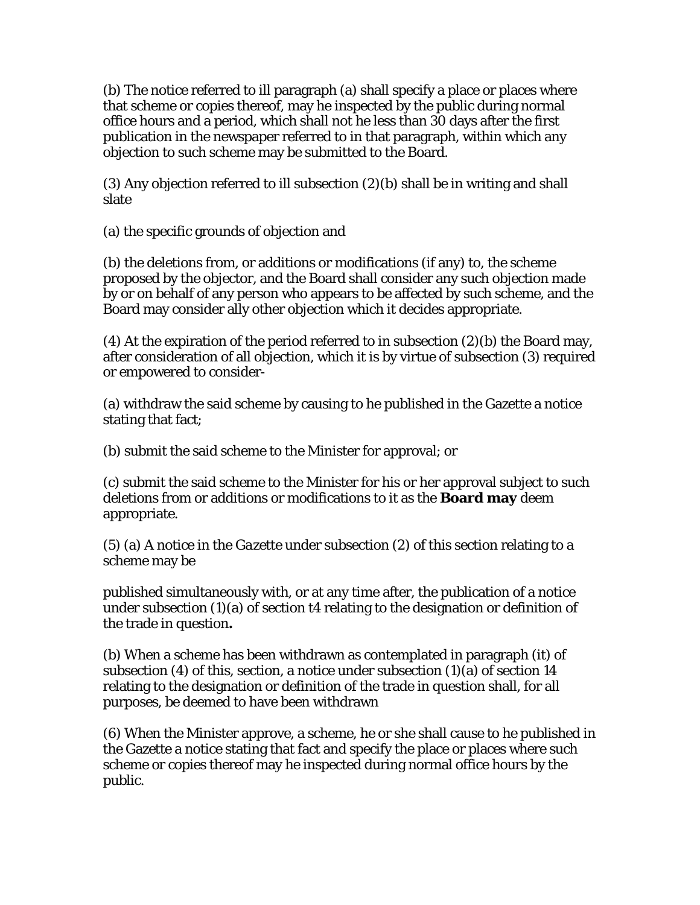(b) The notice referred to ill paragraph (a) shall specify a place or places where that scheme or copies thereof, may he inspected by the public during normal office hours and a period, which shall not he less than 30 days after the first publication in the newspaper referred to in that paragraph, within which any objection to such scheme may be submitted to the Board.

(3) Any objection referred to ill subsection (2)(b) shall be in writing and shall slate

(a) the specific grounds of objection and

(b) the deletions from, or additions or modifications (if any) to, the scheme proposed by the objector, and the Board shall consider any such objection made by or on behalf of any person who appears to be affected by such scheme, and the Board may consider ally other objection which it decides appropriate.

(4) At the expiration of the period referred to in subsection (2)(b) the Board may, after consideration of all objection, which it is by virtue of subsection (3) required or empowered to consider-

(a) withdraw the said scheme by causing to he published in the Gazette a notice stating that fact;

(b) submit the said scheme to the Minister for approval; or

(c) submit the said scheme to the Minister for his or her approval subject to such deletions from or additions or modifications to it as the **Board may** deem appropriate.

(5) (a) A notice in the *Gazette* under subsection (2) of this section relating to a scheme may be

published simultaneously with, or at any time after, the publication of a notice under subsection (1)(a) of section t4 relating to the designation or definition of the trade in question**.**

(b) When a scheme has been withdrawn as contemplated in paragraph (it) of subsection (4) of this, section, a notice under subsection (1)(a) of section 14 relating to the designation or definition of the trade in question shall, for all purposes, be deemed to have been withdrawn

(6) When the Minister approve, a scheme, he or she shall cause to he published in the Gazette a notice stating that fact and specify the place or places where such scheme or copies thereof may he inspected during normal office hours by the public.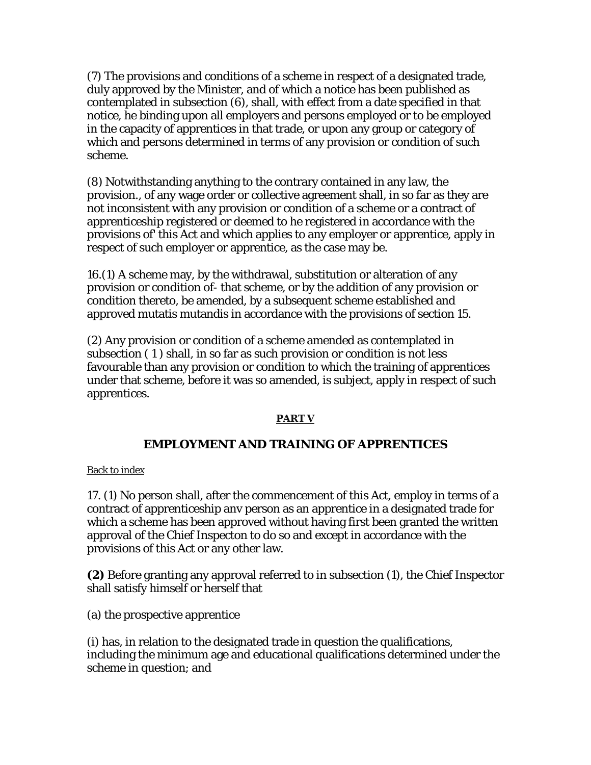(7) The provisions and conditions of a scheme in respect of a designated trade, duly approved by the Minister, and of which a notice has been published as contemplated in subsection (6), shall, with effect from a date specified in that notice, he binding upon all employers and persons employed or to be employed in the capacity of apprentices in that trade, or upon any group or category of which and persons determined in terms of any provision or condition of such scheme.

(8) Notwithstanding anything to the contrary contained in any law, the provision., of any wage order or collective agreement shall, in so far as they are not inconsistent with any provision or condition of a scheme or a contract of apprenticeship registered or deemed to he registered in accordance with the provisions of' this Act and which applies to any employer or apprentice, apply in respect of such employer or apprentice, as the case may be.

16.(1) A scheme may, by the withdrawal, substitution or alteration of any provision or condition of- that scheme, or by the addition of any provision or condition thereto, be amended, by a subsequent scheme established and approved mutatis mutandis in accordance with the provisions of section 15.

(2) Any provision or condition of a scheme amended as contemplated in subsection ( 1 ) shall, in so far as such provision or condition is not less favourable than any provision or condition to which the training of apprentices under that scheme, before it was so amended, is subject, apply in respect of such apprentices.

## PART V

## EMPLOYMENT AND TRAINING OF APPRENTICES

Back to index

17. (1) No person shall, after the commencement of this Act, employ in terms of a contract of apprenticeship anv person as an apprentice in a designated trade for which a scheme has been approved without having first been granted the written approval of the Chief Inspecton to do so and except in accordance with the provisions of this Act or any other law.

**(2)** Before granting any approval referred to in subsection (1), the Chief Inspector shall satisfy himself or herself that

(a) the prospective apprentice

(i) has, in relation to the designated trade in question the qualifications, including the minimum age and educational qualifications determined under the scheme in question; and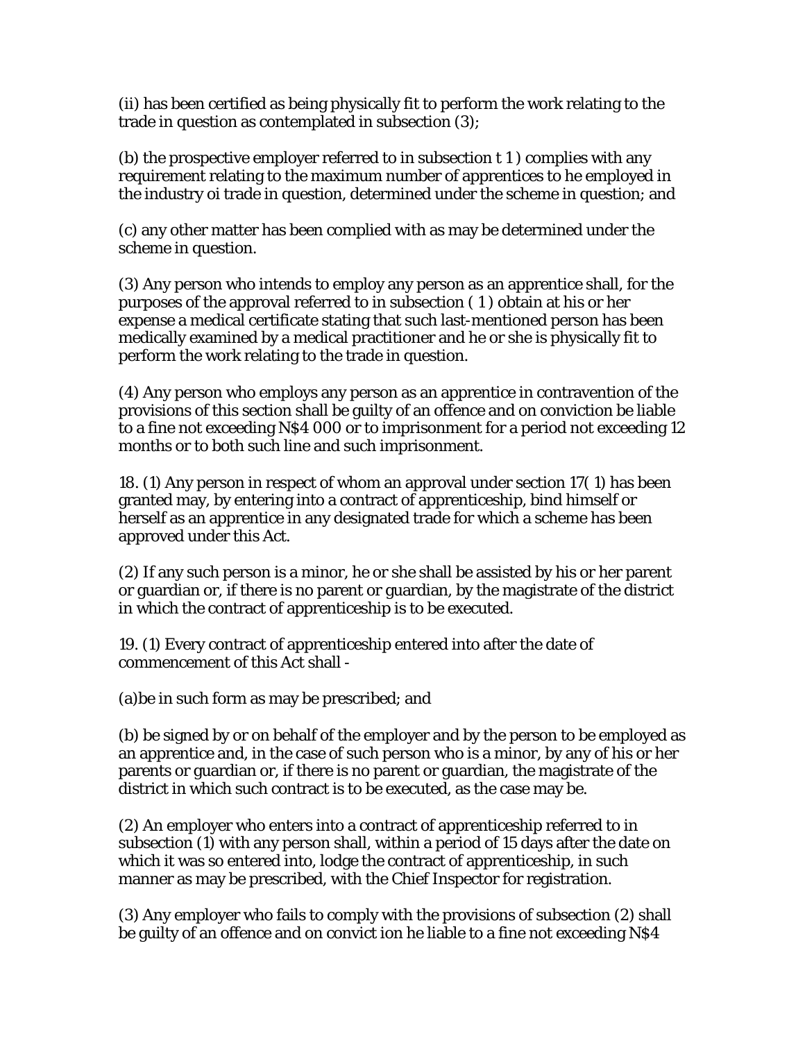(ii) has been certified as being physically fit to perform the work relating to the trade in question as contemplated in subsection (3);

(b) the prospective employer referred to in subsection t 1 ) complies with any requirement relating to the maximum number of apprentices to he employed in the industry oi trade in question, determined under the scheme in question; and

(c) any other matter has been complied with as may be determined under the scheme in question.

(3) Any person who intends to employ any person as an apprentice shall, for the purposes of the approval referred to in subsection ( 1 ) obtain at his or her expense a medical certificate stating that such last-mentioned person has been medically examined by a medical practitioner and he or she is physically fit to perform the work relating to the trade in question.

(4) Any person who employs any person as an apprentice in contravention of the provisions of this section shall be guilty of an offence and on conviction be liable to a fine not exceeding N$4 000 or to imprisonment for a period not exceeding 12 months or to both such line and such imprisonment.

18. (1) Any person in respect of whom an approval under section 17( 1) has been granted may, by entering into a contract of apprenticeship, bind himself or herself as an apprentice in any designated trade for which a scheme has been approved under this Act.

(2) If any such person is a minor, he or she shall be assisted by his or her parent or guardian or, if there is no parent or guardian, by the magistrate of the district in which the contract of apprenticeship is to be executed.

19. (1) Every contract of apprenticeship entered into after the date of commencement of this Act shall -

(a)be in such form as may be prescribed; and

(b) be signed by or on behalf of the employer and by the person to be employed as an apprentice and, in the case of such person who is a minor, by any of his or her parents or guardian or, if there is no parent or guardian, the magistrate of the district in which such contract is to be executed, as the case may be.

(2) An employer who enters into a contract of apprenticeship referred to in subsection (1) with any person shall, within a period of 15 days after the date on which it was so entered into, lodge the contract of apprenticeship, in such manner as may be prescribed, with the Chief Inspector for registration.

(3) Any employer who fails to comply with the provisions of subsection (2) shall be guilty of an offence and on convict ion he liable to a fine not exceeding N$4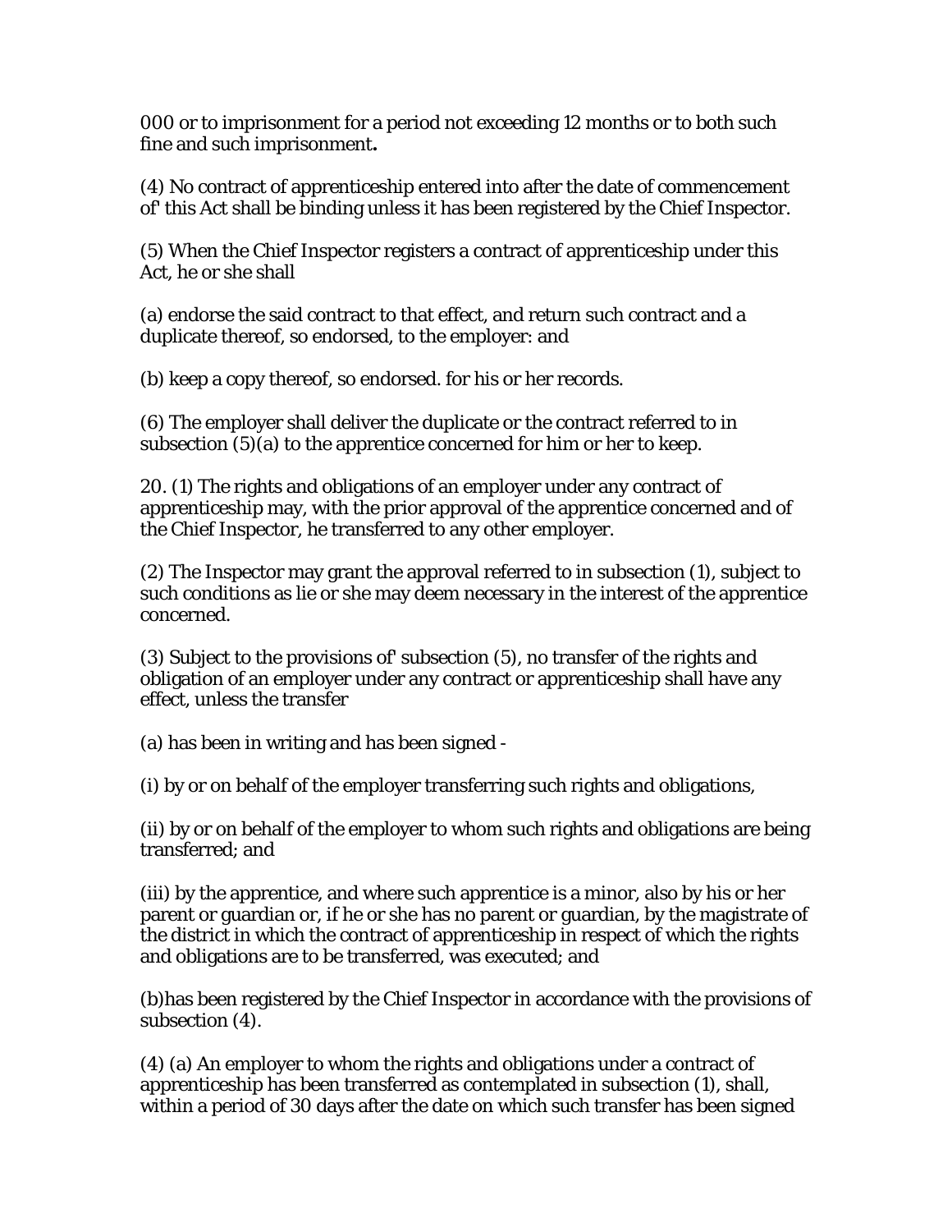000 or to imprisonment for a period not exceeding 12 months or to both such fine and such imprisonment**.**

(4) No contract of apprenticeship entered into after the date of commencement of' this Act shall be binding unless it has been registered by the Chief Inspector.

(5) When the Chief Inspector registers a contract of apprenticeship under this Act, he or she shall

(a) endorse the said contract to that effect, and return such contract and a duplicate thereof, so endorsed, to the employer: and

(b) keep a copy thereof, so endorsed. for his or her records.

(6) The employer shall deliver the duplicate or the contract referred to in subsection (5)(a) to the apprentice concerned for him or her to keep.

20. (1) The rights and obligations of an employer under any contract of apprenticeship may, with the prior approval of the apprentice concerned and of the Chief Inspector, he transferred to any other employer.

(2) The Inspector may grant the approval referred to in subsection (1), subject to such conditions as lie or she may deem necessary in the interest of the apprentice concerned.

(3) Subject to the provisions of' subsection (5), no transfer of the rights and obligation of an employer under any contract or apprenticeship shall have any effect, unless the transfer

(a) has been in writing and has been signed -

(i) by or on behalf of the employer transferring such rights and obligations,

(ii) by or on behalf of the employer to whom such rights and obligations are being transferred; and

(iii) by the apprentice, and where such apprentice is a minor, also by his or her parent or guardian or, if he or she has no parent or guardian, by the magistrate of the district in which the contract of apprenticeship in respect of which the rights and obligations are to be transferred, was executed; and

(b)has been registered by the Chief Inspector in accordance with the provisions of subsection (4).

(4) (a) An employer to whom the rights and obligations under a contract of apprenticeship has been transferred as contemplated in subsection (1), shall, within a period of 30 days after the date on which such transfer has been signed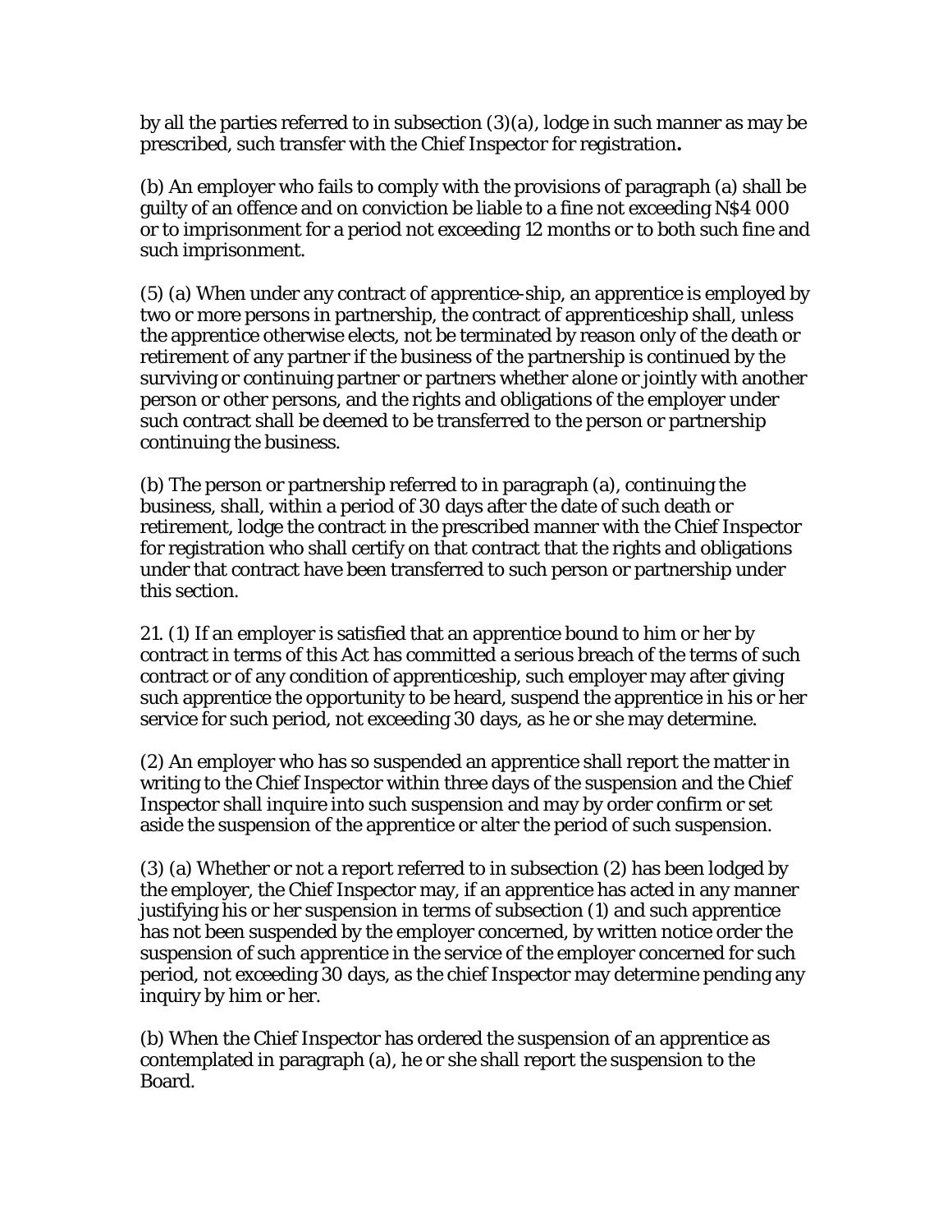by all the parties referred to in subsection (3)(a), lodge in such manner as may be prescribed, such transfer with the Chief Inspector for registration**.**

(b) An employer who fails to comply with the provisions of paragraph (a) shall be guilty of an offence and on conviction be liable to a fine not exceeding N$4 000 or to imprisonment for a period not exceeding 12 months or to both such fine and such imprisonment.

(5) (a) When under any contract of apprentice-ship, an apprentice is employed by two or more persons in partnership, the contract of apprenticeship shall, unless the apprentice otherwise elects, not be terminated by reason only of the death or retirement of any partner if the business of the partnership is continued by the surviving or continuing partner or partners whether alone or jointly with another person or other persons, and the rights and obligations of the employer under such contract shall be deemed to be transferred to the person or partnership continuing the business.

(b) The person or partnership referred to in paragraph (a), continuing the business, shall, within a period of 30 days after the date of such death or retirement, lodge the contract in the prescribed manner with the Chief Inspector for registration who shall certify on that contract that the rights and obligations under that contract have been transferred to such person or partnership under this section.

21. (1) If an employer is satisfied that an apprentice bound to him or her by contract in terms of this Act has committed a serious breach of the terms of such contract or of any condition of apprenticeship, such employer may after giving such apprentice the opportunity to be heard, suspend the apprentice in his or her service for such period, not exceeding 30 days, as he or she may determine.

(2) An employer who has so suspended an apprentice shall report the matter in writing to the Chief Inspector within three days of the suspension and the Chief Inspector shall inquire into such suspension and may by order confirm or set aside the suspension of the apprentice or alter the period of such suspension.

(3) (a) Whether or not a report referred to in subsection (2) has been lodged by the employer, the Chief Inspector may, if an apprentice has acted in any manner justifying his or her suspension in terms of subsection (1) and such apprentice has not been suspended by the employer concerned, by written notice order the suspension of such apprentice in the service of the employer concerned for such period, not exceeding 30 days, as the chief Inspector may determine pending any inquiry by him or her.

(b) When the Chief Inspector has ordered the suspension of an apprentice as contemplated in paragraph (a), he or she shall report the suspension to the Board.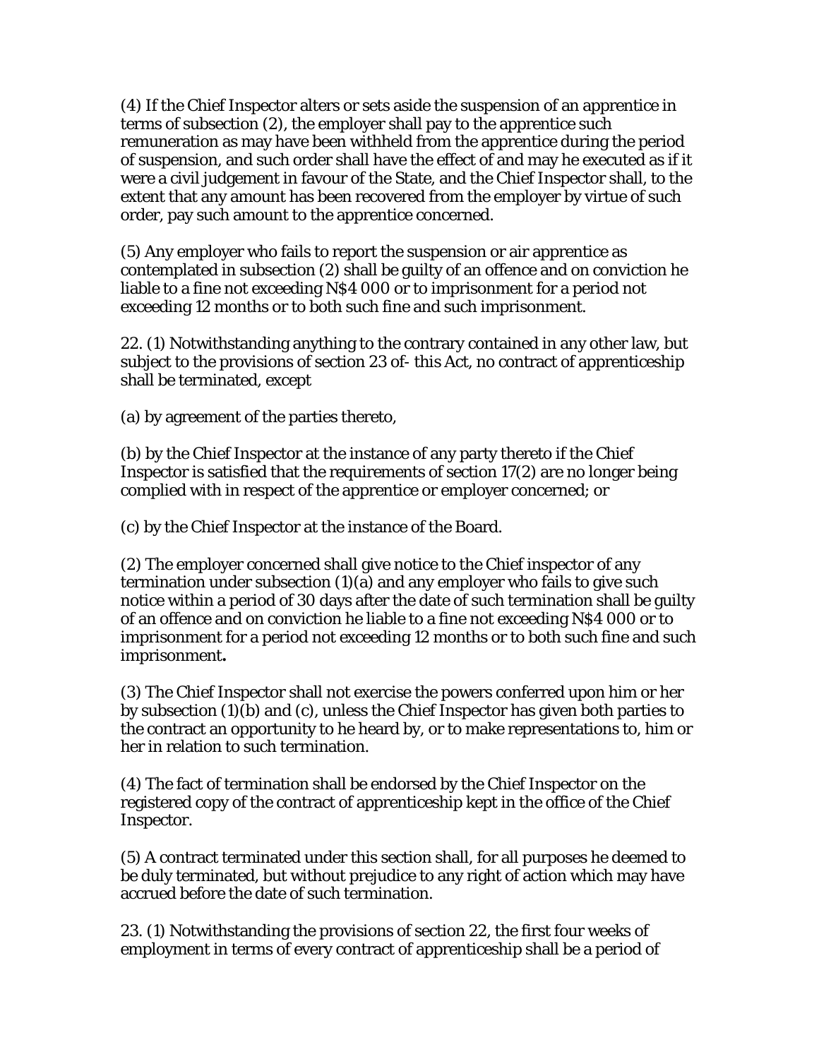(4) If the Chief Inspector alters or sets aside the suspension of an apprentice in terms of subsection (2), the employer shall pay to the apprentice such remuneration as may have been withheld from the apprentice during the period of suspension, and such order shall have the effect of and may he executed as if it were a civil judgement in favour of the State, and the Chief Inspector shall, to the extent that any amount has been recovered from the employer by virtue of such order, pay such amount to the apprentice concerned.

(5) Any employer who fails to report the suspension or air apprentice as contemplated in subsection (2) shall be guilty of an offence and on conviction he liable to a fine not exceeding N$4 000 or to imprisonment for a period not exceeding 12 months or to both such fine and such imprisonment.

22. (1) Notwithstanding anything to the contrary contained in any other law, but subject to the provisions of section 23 of- this Act, no contract of apprenticeship shall be terminated, except

(a) by agreement of the parties thereto,

(b) by the Chief Inspector at the instance of any party thereto if the Chief Inspector is satisfied that the requirements of section 17(2) are no longer being complied with in respect of the apprentice or employer concerned; or

(c) by the Chief Inspector at the instance of the Board.

(2) The employer concerned shall give notice to the Chief inspector of any termination under subsection (1)(a) and any employer who fails to give such notice within a period of 30 days after the date of such termination shall be guilty of an offence and on conviction he liable to a fine not exceeding N$4 000 or to imprisonment for a period not exceeding 12 months or to both such fine and such imprisonment**.**

(3) The Chief Inspector shall not exercise the powers conferred upon him or her by subsection (1)(b) and (c), unless the Chief Inspector has given both parties to the contract an opportunity to he heard by, or to make representations to, him or her in relation to such termination.

(4) The fact of termination shall be endorsed by the Chief Inspector on the registered copy of the contract of apprenticeship kept in the office of the Chief Inspector.

(5) A contract terminated under this section shall, for all purposes he deemed to be duly terminated, but without prejudice to any right of action which may have accrued before the date of such termination.

23. (1) Notwithstanding the provisions of section 22, the first four weeks of employment in terms of every contract of apprenticeship shall be a period of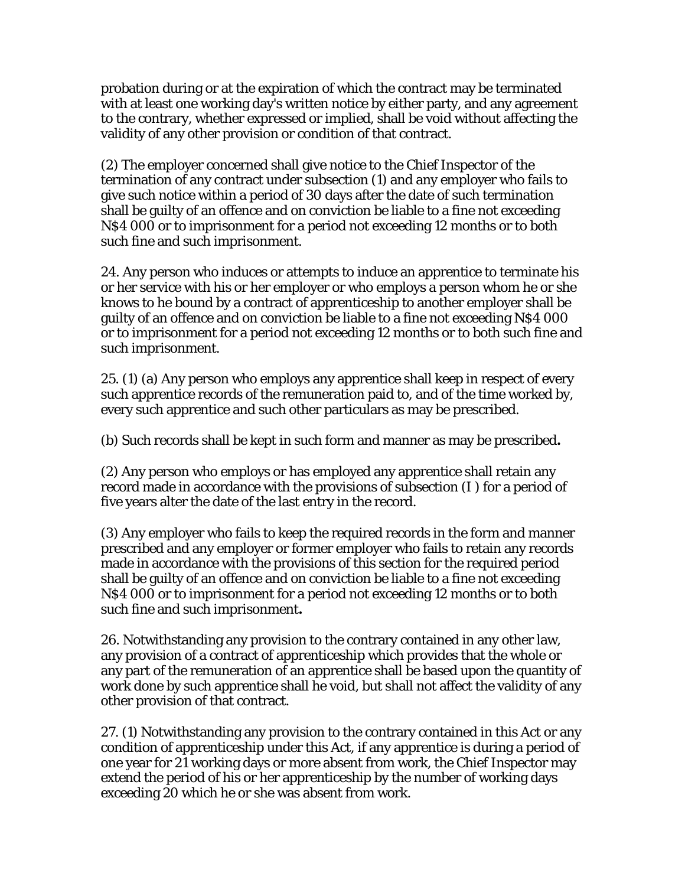probation during or at the expiration of which the contract may be terminated with at least one working day's written notice by either party, and any agreement to the contrary, whether expressed or implied, shall be void without affecting the validity of any other provision or condition of that contract.

(2) The employer concerned shall give notice to the Chief Inspector of the termination of any contract under subsection (1) and any employer who fails to give such notice within a period of 30 days after the date of such termination shall be guilty of an offence and on conviction be liable to a fine not exceeding N$4 000 or to imprisonment for a period not exceeding 12 months or to both such fine and such imprisonment.

24. Any person who induces or attempts to induce an apprentice to terminate his or her service with his or her employer or who employs a person whom he or she knows to he bound by a contract of apprenticeship to another employer shall be guilty of an offence and on conviction be liable to a fine not exceeding N$4 000 or to imprisonment for a period not exceeding 12 months or to both such fine and such imprisonment.

25. (1) (a) Any person who employs any apprentice shall keep in respect of every such apprentice records of the remuneration paid to, and of the time worked by, every such apprentice and such other particulars as may be prescribed.

(b) Such records shall be kept in such form and manner as may be prescribed**.**

(2) Any person who employs or has employed any apprentice shall retain any record made in accordance with the provisions of subsection (I ) for a period of five years alter the date of the last entry in the record.

(3) Any employer who fails to keep the required records in the form and manner prescribed and any employer or former employer who fails to retain any records made in accordance with the provisions of this section for the required period shall be guilty of an offence and on conviction be liable to a fine not exceeding N$4 000 or to imprisonment for a period not exceeding 12 months or to both such fine and such imprisonment**.**

26. Notwithstanding any provision to the contrary contained in any other law, any provision of a contract of apprenticeship which provides that the whole or any part of the remuneration of an apprentice shall be based upon the quantity of work done by such apprentice shall he void, but shall not affect the validity of any other provision of that contract.

27. (1) Notwithstanding any provision to the contrary contained in this Act or any condition of apprenticeship under this Act, if any apprentice is during a period of one year for 21 working days or more absent from work, the Chief Inspector may extend the period of his or her apprenticeship by the number of working days exceeding 20 which he or she was absent from work.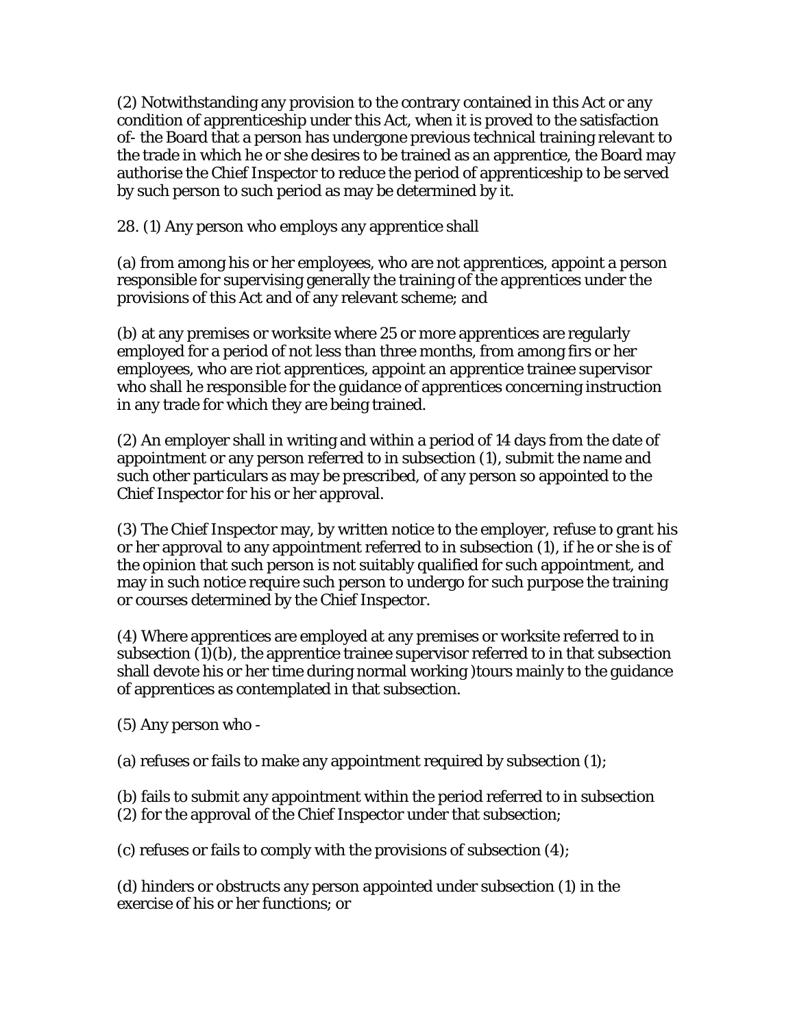(2) Notwithstanding any provision to the contrary contained in this Act or any condition of apprenticeship under this Act, when it is proved to the satisfaction of- the Board that a person has undergone previous technical training relevant to the trade in which he or she desires to be trained as an apprentice, the Board may authorise the Chief Inspector to reduce the period of apprenticeship to be served by such person to such period as may be determined by it.

28. (1) Any person who employs any apprentice shall

(a) from among his or her employees, who are not apprentices, appoint a person responsible for supervising generally the training of the apprentices under the provisions of this Act and of any relevant scheme; and

(b) at any premises or worksite where 25 or more apprentices are regularly employed for a period of not less than three months, from among firs or her employees, who are riot apprentices, appoint an apprentice trainee supervisor who shall he responsible for the guidance of apprentices concerning instruction in any trade for which they are being trained.

(2) An employer shall in writing and within a period of 14 days from the date of appointment or any person referred to in subsection (1), submit the name and such other particulars as may be prescribed, of any person so appointed to the Chief Inspector for his or her approval.

(3) The Chief Inspector may, by written notice to the employer, refuse to grant his or her approval to any appointment referred to in subsection (1), if he or she is of the opinion that such person is not suitably qualified for such appointment, and may in such notice require such person to undergo for such purpose the training or courses determined by the Chief Inspector.

(4) Where apprentices are employed at any premises or worksite referred to in subsection (1)(b), the apprentice trainee supervisor referred to in that subsection shall devote his or her time during normal working )tours mainly to the guidance of apprentices as contemplated in that subsection.

(5) Any person who -

(a) refuses or fails to make any appointment required by subsection (1);

(b) fails to submit any appointment within the period referred to in subsection (2) for the approval of the Chief Inspector under that subsection;

(c) refuses or fails to comply with the provisions of subsection (4);

(d) hinders or obstructs any person appointed under subsection (1) in the exercise of his or her functions; or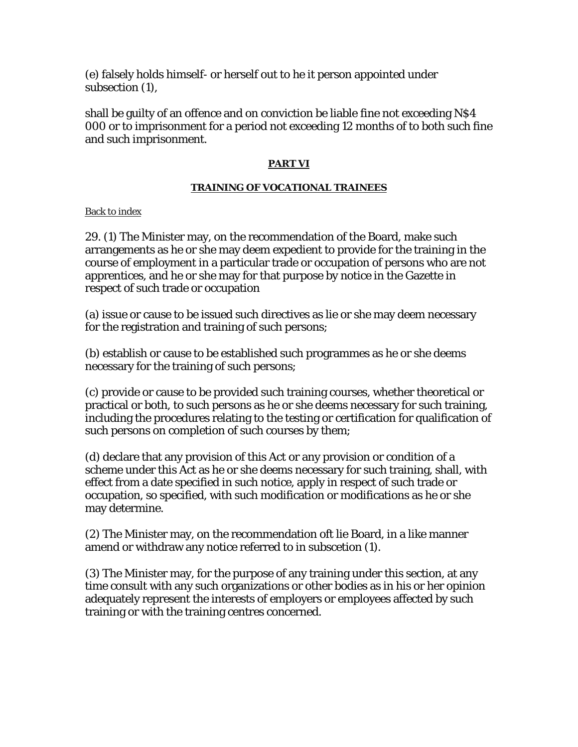(e) falsely holds himself- or herself out to he it person appointed under subsection (1),

shall be guilty of an offence and on conviction be liable fine not exceeding N$4 000 or to imprisonment for a period not exceeding 12 months of to both such fine and such imprisonment.

**PART VI**

**TRAINING OF VOCATIONAL TRAINEES**

Back to index

29. (1) The Minister may, on the recommendation of the Board, make such arrangements as he or she may deem expedient to provide for the training in the course of employment in a particular trade or occupation of persons who are not apprentices, and he or she may for that purpose by notice in the Gazette in respect of such trade or occupation

(a) issue or cause to be issued such directives as lie or she may deem necessary for the registration and training of such persons;

(b) establish or cause to be established such programmes as he or she deems necessary for the training of such persons;

(c) provide or cause to be provided such training courses, whether theoretical or practical or both, to such persons as he or she deems necessary for such training, including the procedures relating to the testing or certification for qualification of such persons on completion of such courses by them;

(d) declare that any provision of this Act or any provision or condition of a scheme under this Act as he or she deems necessary for such training, shall, with effect from a date specified in such notice, apply in respect of such trade or occupation, so specified, with such modification or modifications as he or she may determine.

(2) The Minister may, on the recommendation oft lie Board, in a like manner amend or withdraw any notice referred to in subscetion (1).

(3) The Minister may, for the purpose of any training under this section, at any time consult with any such organizations or other bodies as in his or her opinion adequately represent the interests of employers or employees affected by such training or with the training centres concerned.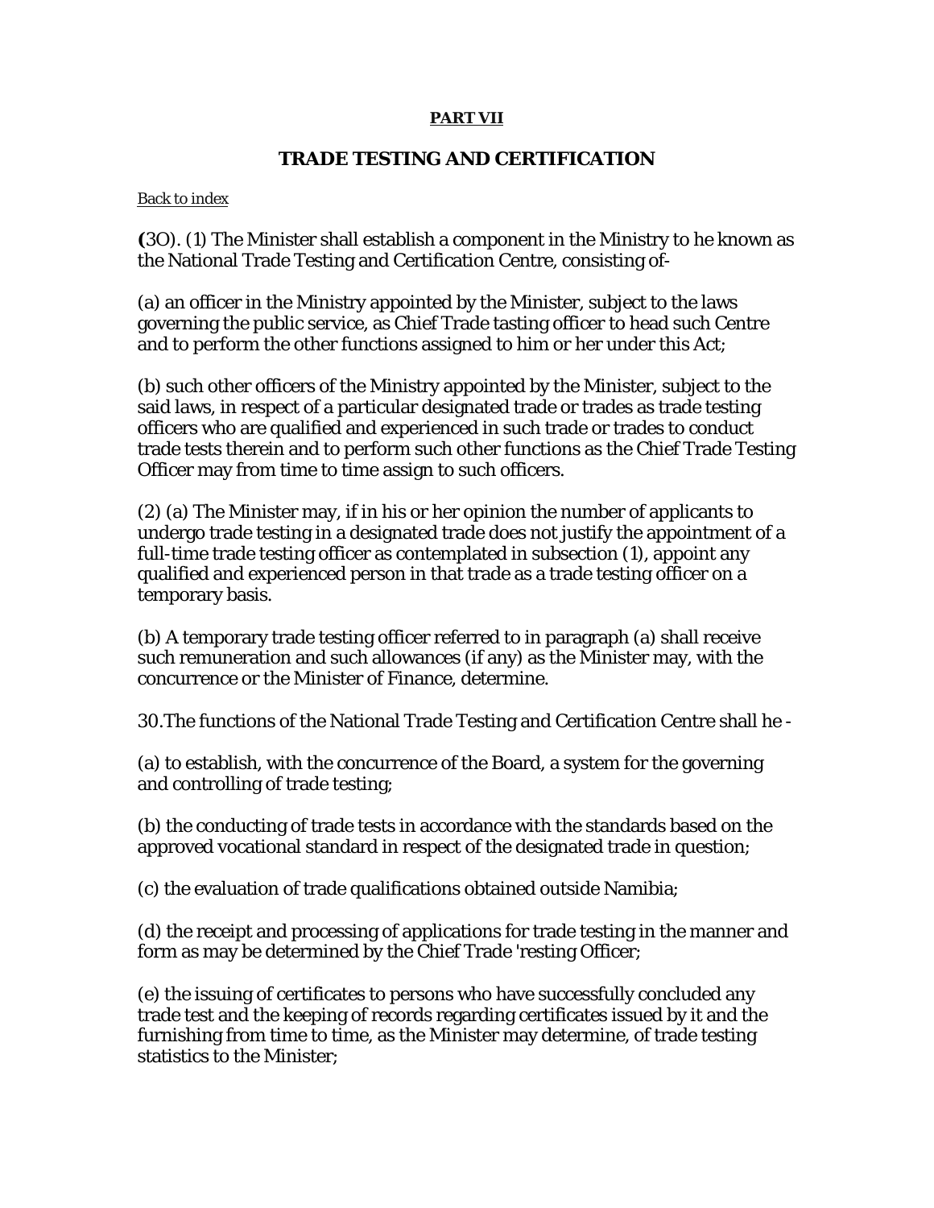**PART VII**

## TRADE TESTING AND CERTIFICATION

Back to index

**(**3O). (1) The Minister shall establish a component in the Ministry to he known as the National Trade Testing and Certification Centre, consisting of-

(a) an officer in the Ministry appointed by the Minister, subject to the laws governing the public service, as Chief Trade tasting officer to head such Centre and to perform the other functions assigned to him or her under this Act;

(b) such other officers of the Ministry appointed by the Minister, subject to the said laws, in respect of a particular designated trade or trades as trade testing officers who are qualified and experienced in such trade or trades to conduct trade tests therein and to perform such other functions as the Chief Trade Testing Officer may from time to time assign to such officers.

(2) (a) The Minister may, if in his or her opinion the number of applicants to undergo trade testing in a designated trade does not justify the appointment of a full-time trade testing officer as contemplated in subsection (1), appoint any qualified and experienced person in that trade as a trade testing officer on a temporary basis.

(b) A temporary trade testing officer referred to in paragraph (a) shall receive such remuneration and such allowances (if any) as the Minister may, with the concurrence or the Minister of Finance, determine.

30.The functions of the National Trade Testing and Certification Centre shall he -

(a) to establish, with the concurrence of the Board, a system for the governing and controlling of trade testing;

(b) the conducting of trade tests in accordance with the standards based on the approved vocational standard in respect of the designated trade in question;

(c) the evaluation of trade qualifications obtained outside Namibia;

(d) the receipt and processing of applications for trade testing in the manner and form as may be determined by the Chief Trade 'resting Officer;

(e) the issuing of certificates to persons who have successfully concluded any trade test and the keeping of records regarding certificates issued by it and the furnishing from time to time, as the Minister may determine, of trade testing statistics to the Minister;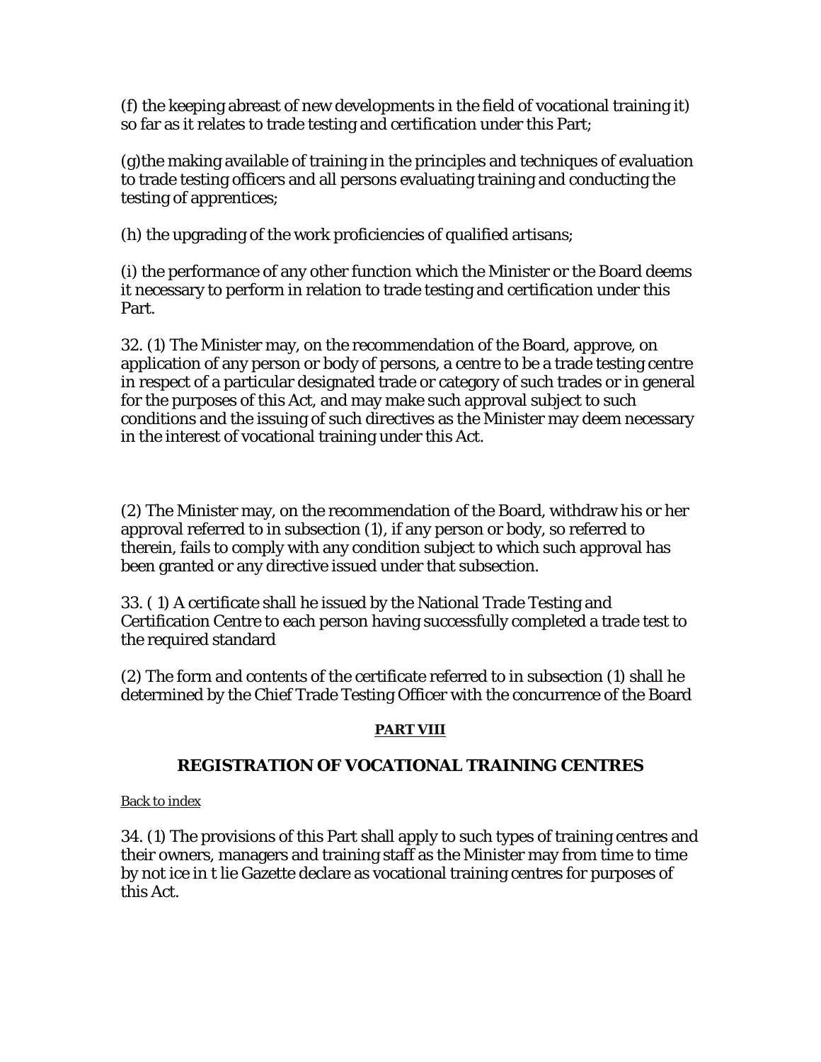(f) the keeping abreast of new developments in the field of vocational training it) so far as it relates to trade testing and certification under this Part;

(g)the making available of training in the principles and techniques of evaluation to trade testing officers and all persons evaluating training and conducting the testing of apprentices;

(h) the upgrading of the work proficiencies of qualified artisans;

(i) the performance of any other function which the Minister or the Board deems it necessary to perform in relation to trade testing and certification under this Part.

32. (1) The Minister may, on the recommendation of the Board, approve, on application of any person or body of persons, a centre to be a trade testing centre in respect of a particular designated trade or category of such trades or in general for the purposes of this Act, and may make such approval subject to such conditions and the issuing of such directives as the Minister may deem necessary in the interest of vocational training under this Act.

(2) The Minister may, on the recommendation of the Board, withdraw his or her approval referred to in subsection (1), if any person or body, so referred to therein, fails to comply with any condition subject to which such approval has been granted or any directive issued under that subsection.

33. ( 1) A certificate shall he issued by the National Trade Testing and Certification Centre to each person having successfully completed a trade test to the required standard

(2) The form and contents of the certificate referred to in subsection (1) shall he determined by the Chief Trade Testing Officer with the concurrence of the Board

**PART VIII**

## REGISTRATION OF VOCATIONAL TRAINING CENTRES

Back to index

34. (1) The provisions of this Part shall apply to such types of training centres and their owners, managers and training staff as the Minister may from time to time by not ice in t lie Gazette declare as vocational training centres for purposes of this Act.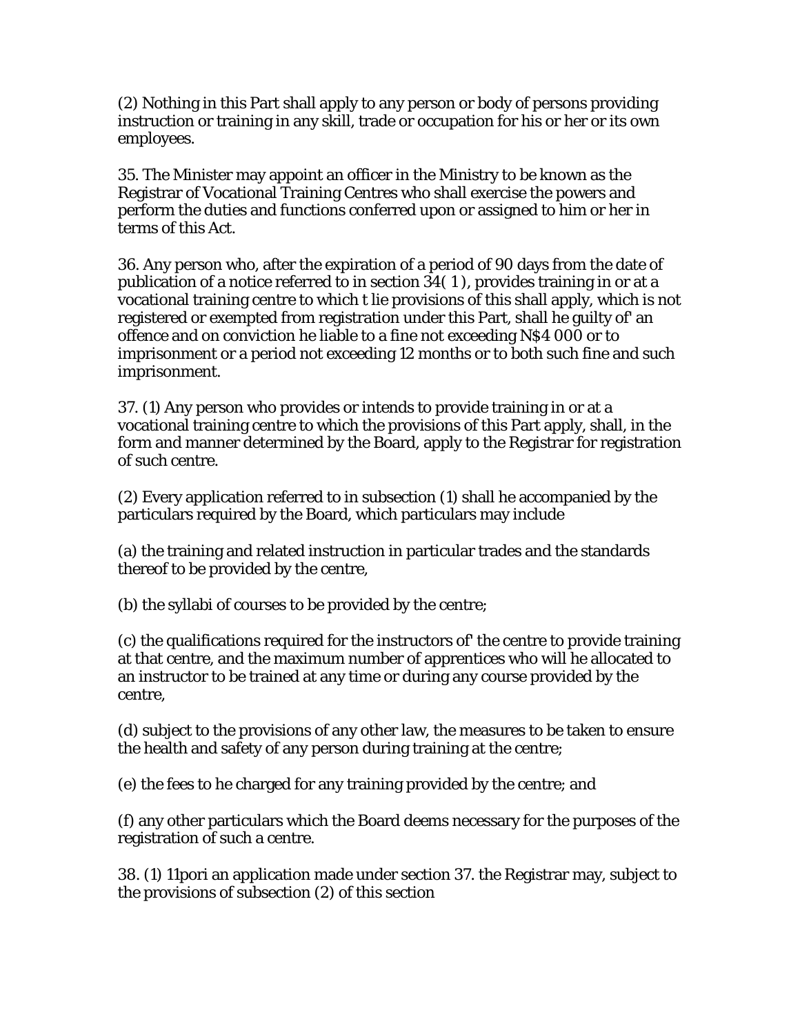(2) Nothing in this Part shall apply to any person or body of persons providing instruction or training in any skill, trade or occupation for his or her or its own employees.

35. The Minister may appoint an officer in the Ministry to be known as the Registrar of Vocational Training Centres who shall exercise the powers and perform the duties and functions conferred upon or assigned to him or her in terms of this Act.

36. Any person who, after the expiration of a period of 90 days from the date of publication of a notice referred to in section 34( 1 ), provides training in or at a vocational training centre to which t lie provisions of this shall apply, which is not registered or exempted from registration under this Part, shall he guilty of' an offence and on conviction he liable to a fine not exceeding N$4 000 or to imprisonment or a period not exceeding 12 months or to both such fine and such imprisonment.

37. (1) Any person who provides or intends to provide training in or at a vocational training centre to which the provisions of this Part apply, shall, in the form and manner determined by the Board, apply to the Registrar for registration of such centre.

(2) Every application referred to in subsection (1) shall he accompanied by the particulars required by the Board, which particulars may include

(a) the training and related instruction in particular trades and the standards thereof to be provided by the centre,

(b) the syllabi of courses to be provided by the centre;

(c) the qualifications required for the instructors of' the centre to provide training at that centre, and the maximum number of apprentices who will he allocated to an instructor to be trained at any time or during any course provided by the centre,

(d) subject to the provisions of any other law, the measures to be taken to ensure the health and safety of any person during training at the centre;

(e) the fees to he charged for any training provided by the centre; and

(f) any other particulars which the Board deems necessary for the purposes of the registration of such a centre.

38. (1) 11pori an application made under section 37. the Registrar may, subject to the provisions of subsection (2) of this section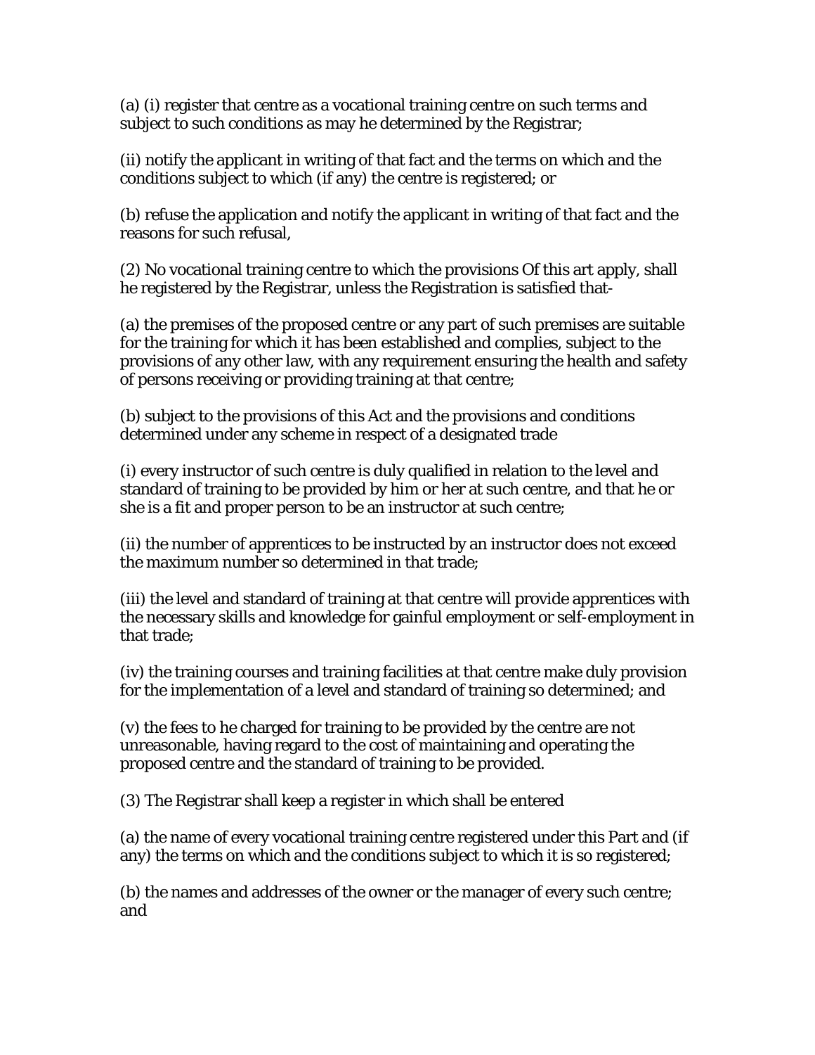(a) (i) register that centre as a vocational training centre on such terms and subject to such conditions as may he determined by the Registrar;

(ii) notify the applicant in writing of that fact and the terms on which and the conditions subject to which (if any) the centre is registered; or

(b) refuse the application and notify the applicant in writing of that fact and the reasons for such refusal,

(2) No vocational training centre to which the provisions Of this art apply, shall he registered by the Registrar, unless the Registration is satisfied that-

(a) the premises of the proposed centre or any part of such premises are suitable for the training for which it has been established and complies, subject to the provisions of any other law, with any requirement ensuring the health and safety of persons receiving or providing training at that centre;

(b) subject to the provisions of this Act and the provisions and conditions determined under any scheme in respect of a designated trade

(i) every instructor of such centre is duly qualified in relation to the level and standard of training to be provided by him or her at such centre, and that he or she is a fit and proper person to be an instructor at such centre;

(ii) the number of apprentices to be instructed by an instructor does not exceed the maximum number so determined in that trade;

(iii) the level and standard of training at that centre will provide apprentices with the necessary skills and knowledge for gainful employment or self-employment in that trade;

(iv) the training courses and training facilities at that centre make duly provision for the implementation of a level and standard of training so determined; and

(v) the fees to he charged for training to be provided by the centre are not unreasonable, having regard to the cost of maintaining and operating the proposed centre and the standard of training to be provided.

(3) The Registrar shall keep a register in which shall be entered

(a) the name of every vocational training centre registered under this Part and (if any) the terms on which and the conditions subject to which it is so registered;

(b) the names and addresses of the owner or the manager of every such centre; and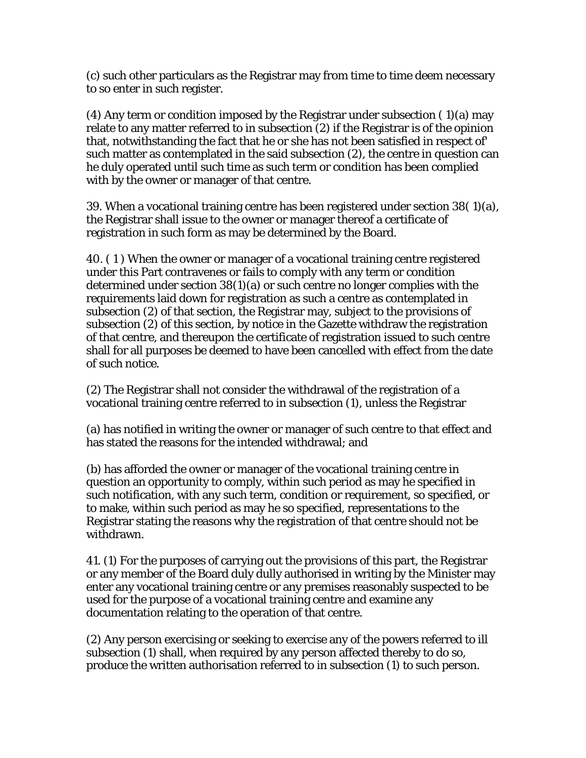(c) such other particulars as the Registrar may from time to time deem necessary to so enter in such register.

(4) Any term or condition imposed by the Registrar under subsection ( 1)(a) may relate to any matter referred to in subsection (2) if the Registrar is of the opinion that, notwithstanding the fact that he or she has not been satisfied in respect of' such matter as contemplated in the said subsection (2), the centre in question can he duly operated until such time as such term or condition has been complied with by the owner or manager of that centre.

39. When a vocational training centre has been registered under section 38( 1)(a), the Registrar shall issue to the owner or manager thereof a certificate of registration in such form as may be determined by the Board.

40. ( 1 ) When the owner or manager of a vocational training centre registered under this Part contravenes or fails to comply with any term or condition determined under section 38(1)(a) or such centre no longer complies with the requirements laid down for registration as such a centre as contemplated in subsection (2) of that section, the Registrar may, subject to the provisions of subsection (2) of this section, by notice in the Gazette withdraw the registration of that centre, and thereupon the certificate of registration issued to such centre shall for all purposes be deemed to have been cancelled with effect from the date of such notice.

(2) The Registrar shall not consider the withdrawal of the registration of a vocational training centre referred to in subsection (1), unless the Registrar

(a) has notified in writing the owner or manager of such centre to that effect and has stated the reasons for the intended withdrawal; and

(b) has afforded the owner or manager of the vocational training centre in question an opportunity to comply, within such period as may he specified in such notification, with any such term, condition or requirement, so specified, or to make, within such period as may he so specified, representations to the Registrar stating the reasons why the registration of that centre should not be withdrawn.

41. (1) For the purposes of carrying out the provisions of this part, the Registrar or any member of the Board duly dully authorised in writing by the Minister may enter any vocational training centre or any premises reasonably suspected to be used for the purpose of a vocational training centre and examine any documentation relating to the operation of that centre.

(2) Any person exercising or seeking to exercise any of the powers referred to ill subsection (1) shall, when required by any person affected thereby to do so, produce the written authorisation referred to in subsection (1) to such person.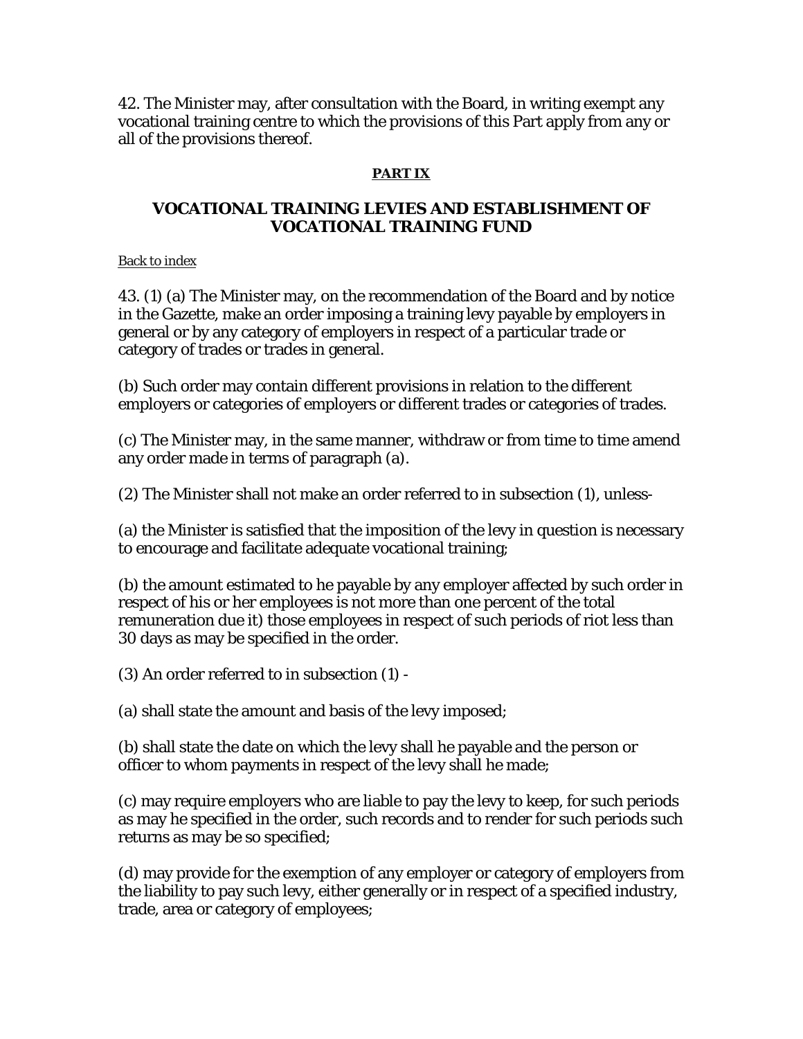42. The Minister may, after consultation with the Board, in writing exempt any vocational training centre to which the provisions of this Part apply from any or all of the provisions thereof.

**PART IX**

## VOCATIONAL TRAINING LEVIES AND ESTABLISHMENT OF VOCATIONAL TRAINING FUND

Back to index

43. (1) (a) The Minister may, on the recommendation of the Board and by notice in the Gazette, make an order imposing a training levy payable by employers in general or by any category of employers in respect of a particular trade or category of trades or trades in general.

(b) Such order may contain different provisions in relation to the different employers or categories of employers or different trades or categories of trades.

(c) The Minister may, in the same manner, withdraw or from time to time amend any order made in terms of paragraph (a).

(2) The Minister shall not make an order referred to in subsection (1), unless-

(a) the Minister is satisfied that the imposition of the levy in question is necessary to encourage and facilitate adequate vocational training;

(b) the amount estimated to he payable by any employer affected by such order in respect of his or her employees is not more than one percent of the total remuneration due it) those employees in respect of such periods of riot less than 30 days as may be specified in the order.

(3) An order referred to in subsection (1) -

(a) shall state the amount and basis of the levy imposed;

(b) shall state the date on which the levy shall he payable and the person or officer to whom payments in respect of the levy shall he made;

(c) may require employers who are liable to pay the levy to keep, for such periods as may he specified in the order, such records and to render for such periods such returns as may be so specified;

(d) may provide for the exemption of any employer or category of employers from the liability to pay such levy, either generally or in respect of a specified industry, trade, area or category of employees;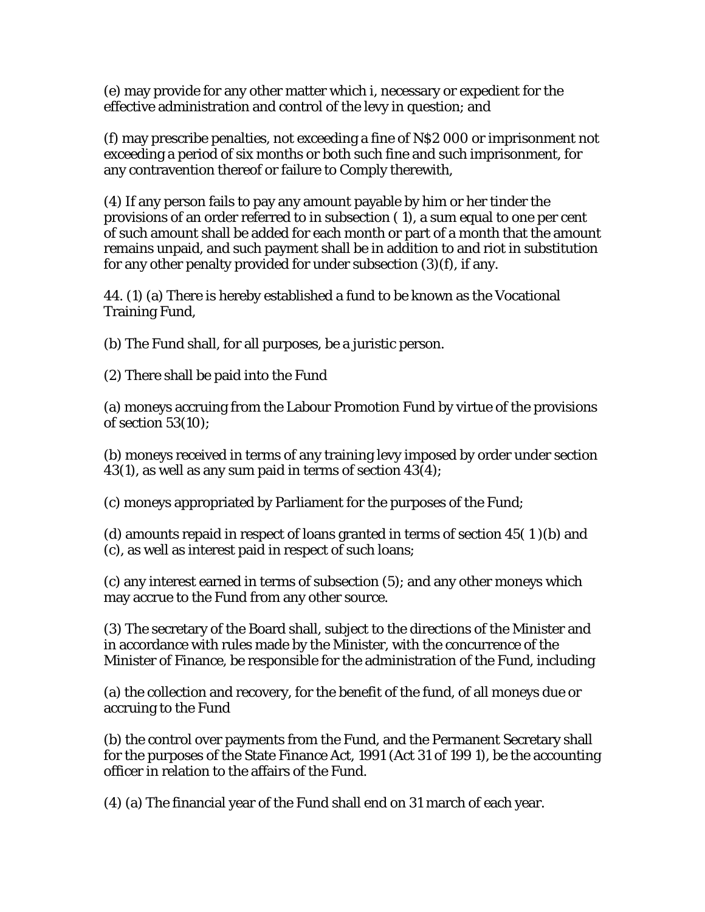(e) may provide for any other matter which i, necessary or expedient for the effective administration and control of the levy in question; and

(f) may prescribe penalties, not exceeding a fine of N$2 000 or imprisonment not exceeding a period of six months or both such fine and such imprisonment, for any contravention thereof or failure to Comply therewith,

(4) If any person fails to pay any amount payable by him or her tinder the provisions of an order referred to in subsection ( 1), a sum equal to one per cent of such amount shall be added for each month or part of a month that the amount remains unpaid, and such payment shall be in addition to and riot in substitution for any other penalty provided for under subsection (3)(f), if any.

44. (1) (a) There is hereby established a fund to be known as the Vocational Training Fund,

(b) The Fund shall, for all purposes, be a juristic person.

(2) There shall be paid into the Fund

(a) moneys accruing from the Labour Promotion Fund by virtue of the provisions of section 53(10);

(b) moneys received in terms of any training levy imposed by order under section 43(1), as well as any sum paid in terms of section 43(4);

(c) moneys appropriated by Parliament for the purposes of the Fund;

(d) amounts repaid in respect of loans granted in terms of section 45( 1 )(b) and (c), as well as interest paid in respect of such loans;

(c) any interest earned in terms of subsection (5); and any other moneys which may accrue to the Fund from any other source.

(3) The secretary of the Board shall, subject to the directions of the Minister and in accordance with rules made by the Minister, with the concurrence of the Minister of Finance, be responsible for the administration of the Fund, including

(a) the collection and recovery, for the benefit of the fund, of all moneys due or accruing to the Fund

(b) the control over payments from the Fund, and the Permanent Secretary shall for the purposes of the State Finance Act, 1991 (Act 31 of 199 1), be the accounting officer in relation to the affairs of the Fund.

(4) (a) The financial year of the Fund shall end on 31 march of each year.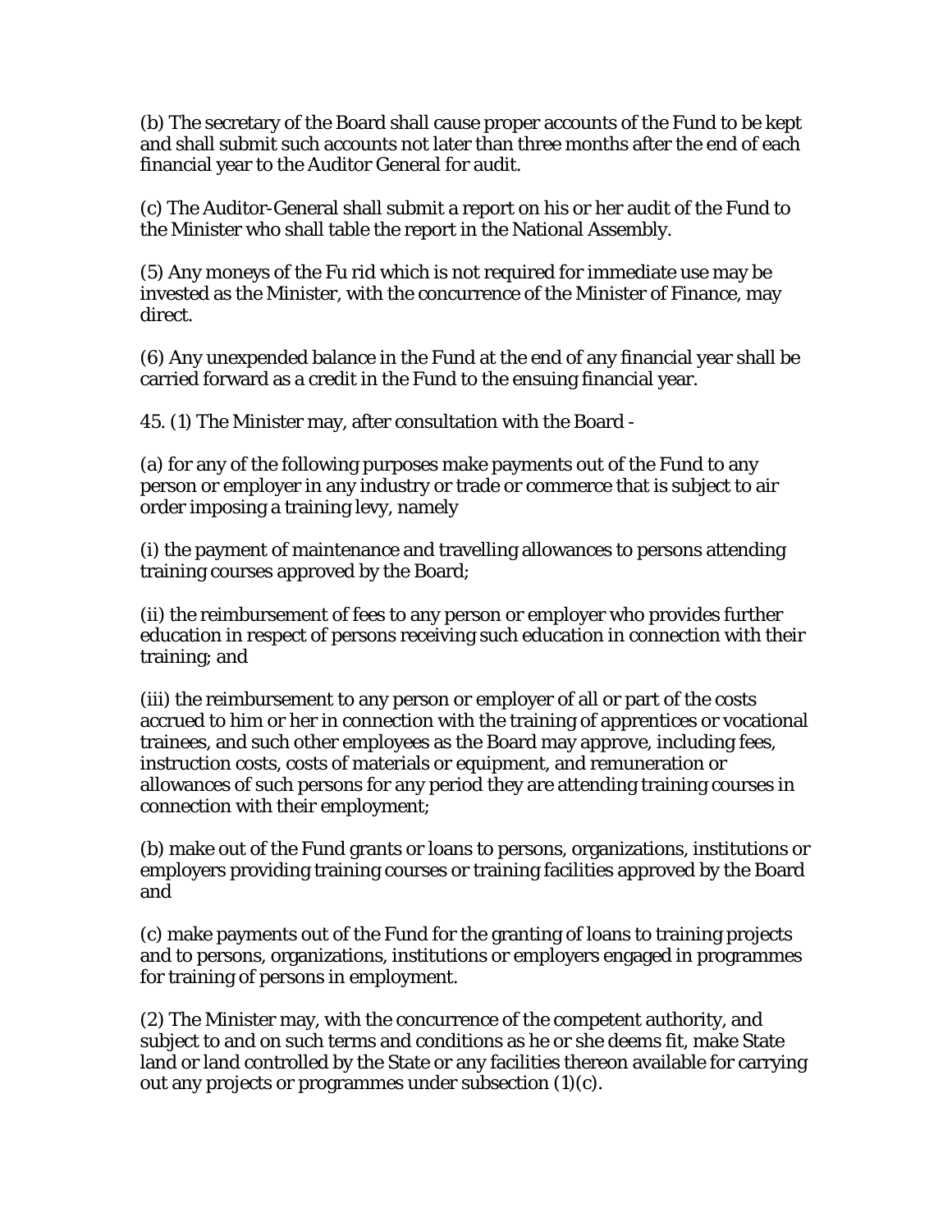(b) The secretary of the Board shall cause proper accounts of the Fund to be kept and shall submit such accounts not later than three months after the end of each financial year to the Auditor General for audit.

(c) The Auditor-General shall submit a report on his or her audit of the Fund to the Minister who shall table the report in the National Assembly.

(5) Any moneys of the Fu rid which is not required for immediate use may be invested as the Minister, with the concurrence of the Minister of Finance, may direct.

(6) Any unexpended balance in the Fund at the end of any financial year shall be carried forward as a credit in the Fund to the ensuing financial year.

45. (1) The Minister may, after consultation with the Board -

(a) for any of the following purposes make payments out of the Fund to any person or employer in any industry or trade or commerce that is subject to air order imposing a training levy, namely

(i) the payment of maintenance and travelling allowances to persons attending training courses approved by the Board;

(ii) the reimbursement of fees to any person or employer who provides further education in respect of persons receiving such education in connection with their training; and

(iii) the reimbursement to any person or employer of all or part of the costs accrued to him or her in connection with the training of apprentices or vocational trainees, and such other employees as the Board may approve, including fees, instruction costs, costs of materials or equipment, and remuneration or allowances of such persons for any period they are attending training courses in connection with their employment;

(b) make out of the Fund grants or loans to persons, organizations, institutions or employers providing training courses or training facilities approved by the Board and

(c) make payments out of the Fund for the granting of loans to training projects and to persons, organizations, institutions or employers engaged in programmes for training of persons in employment.

(2) The Minister may, with the concurrence of the competent authority, and subject to and on such terms and conditions as he or she deems fit, make State land or land controlled by the State or any facilities thereon available for carrying out any projects or programmes under subsection (1)(c).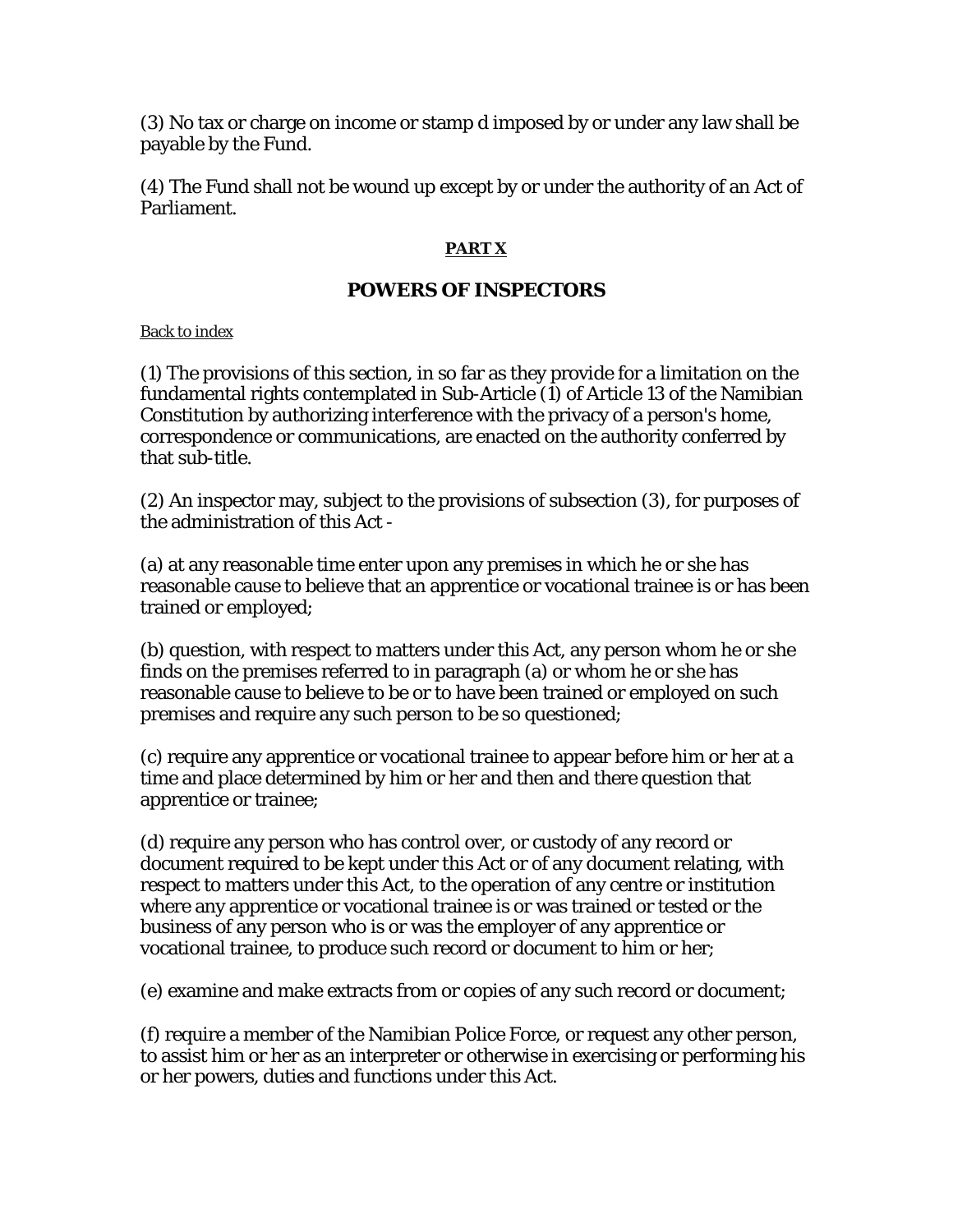(3) No tax or charge on income or stamp d imposed by or under any law shall be payable by the Fund.

(4) The Fund shall not be wound up except by or under the authority of an Act of Parliament.

## PART X

## POWERS OF INSPECTORS

Back to index

(1) The provisions of this section, in so far as they provide for a limitation on the fundamental rights contemplated in Sub-Article (1) of Article 13 of the Namibian Constitution by authorizing interference with the privacy of a person's home, correspondence or communications, are enacted on the authority conferred by that sub-title.

(2) An inspector may, subject to the provisions of subsection (3), for purposes of the administration of this Act -

(a) at any reasonable time enter upon any premises in which he or she has reasonable cause to believe that an apprentice or vocational trainee is or has been trained or employed;

(b) question, with respect to matters under this Act, any person whom he or she finds on the premises referred to in paragraph (a) or whom he or she has reasonable cause to believe to be or to have been trained or employed on such premises and require any such person to be so questioned;

(c) require any apprentice or vocational trainee to appear before him or her at a time and place determined by him or her and then and there question that apprentice or trainee;

(d) require any person who has control over, or custody of any record or document required to be kept under this Act or of any document relating, with respect to matters under this Act, to the operation of any centre or institution where any apprentice or vocational trainee is or was trained or tested or the business of any person who is or was the employer of any apprentice or vocational trainee, to produce such record or document to him or her;

(e) examine and make extracts from or copies of any such record or document;

(f) require a member of the Namibian Police Force, or request any other person, to assist him or her as an interpreter or otherwise in exercising or performing his or her powers, duties and functions under this Act.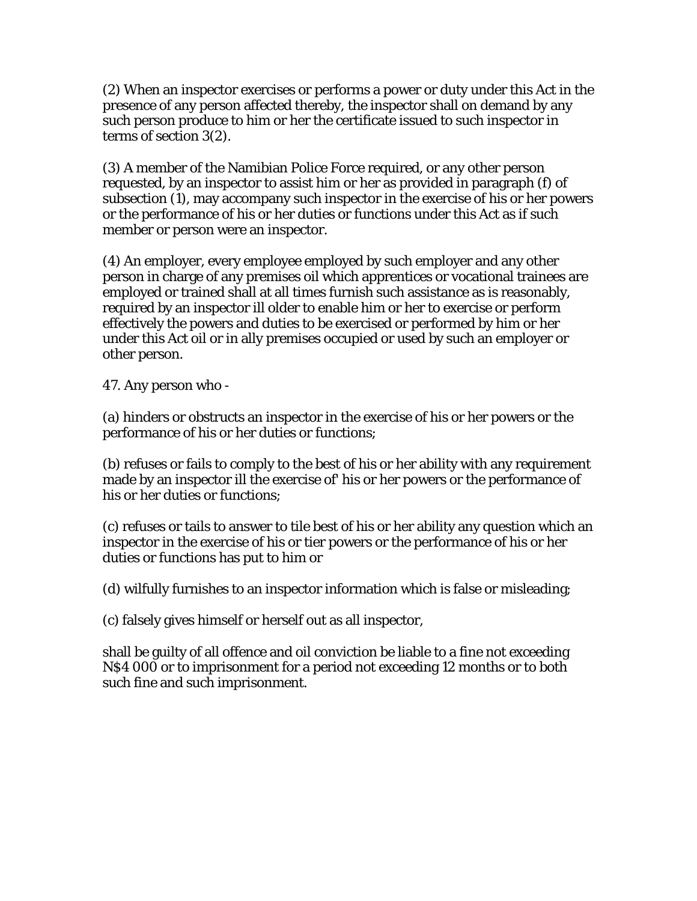(2) When an inspector exercises or performs a power or duty under this Act in the presence of any person affected thereby, the inspector shall on demand by any such person produce to him or her the certificate issued to such inspector in terms of section 3(2).

(3) A member of the Namibian Police Force required, or any other person requested, by an inspector to assist him or her as provided in paragraph (f) of subsection (1), may accompany such inspector in the exercise of his or her powers or the performance of his or her duties or functions under this Act as if such member or person were an inspector.

(4) An employer, every employee employed by such employer and any other person in charge of any premises oil which apprentices or vocational trainees are employed or trained shall at all times furnish such assistance as is reasonably, required by an inspector ill older to enable him or her to exercise or perform effectively the powers and duties to be exercised or performed by him or her under this Act oil or in ally premises occupied or used by such an employer or other person.

47. Any person who -

(a) hinders or obstructs an inspector in the exercise of his or her powers or the performance of his or her duties or functions;

(b) refuses or fails to comply to the best of his or her ability with any requirement made by an inspector ill the exercise of' his or her powers or the performance of his or her duties or functions;

(c) refuses or tails to answer to tile best of his or her ability any question which an inspector in the exercise of his or tier powers or the performance of his or her duties or functions has put to him or

(d) wilfully furnishes to an inspector information which is false or misleading;

(c) falsely gives himself or herself out as all inspector,

shall be guilty of all offence and oil conviction be liable to a fine not exceeding N$4 000 or to imprisonment for a period not exceeding 12 months or to both such fine and such imprisonment.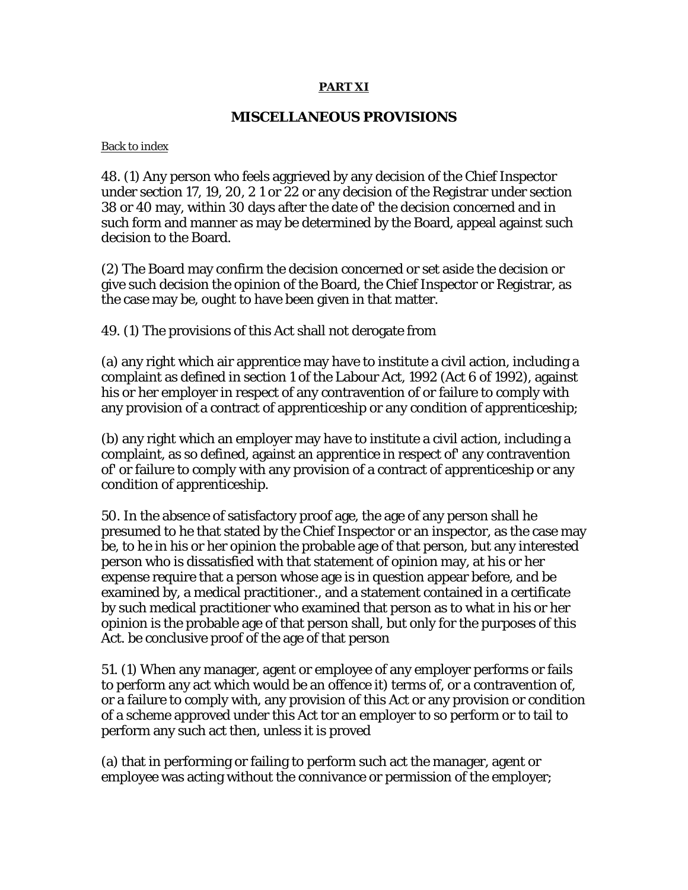**PART XI**

## MISCELLANEOUS PROVISIONS

Back to index

48. (1) Any person who feels aggrieved by any decision of the Chief Inspector under section 17, 19, 20, 2 1 or 22 or any decision of the Registrar under section 38 or 40 may, within 30 days after the date of' the decision concerned and in such form and manner as may be determined by the Board, appeal against such decision to the Board.

(2) The Board may confirm the decision concerned or set aside the decision or give such decision the opinion of the Board, the Chief Inspector or Registrar, as the case may be, ought to have been given in that matter.

49. (1) The provisions of this Act shall not derogate from

(a) any right which air apprentice may have to institute a civil action, including a complaint as defined in section 1 of the Labour Act, 1992 (Act 6 of 1992), against his or her employer in respect of any contravention of or failure to comply with any provision of a contract of apprenticeship or any condition of apprenticeship;

(b) any right which an employer may have to institute a civil action, including a complaint, as so defined, against an apprentice in respect of' any contravention of' or failure to comply with any provision of a contract of apprenticeship or any condition of apprenticeship.

50. In the absence of satisfactory proof age, the age of any person shall he presumed to he that stated by the Chief Inspector or an inspector, as the case may be, to he in his or her opinion the probable age of that person, but any interested person who is dissatisfied with that statement of opinion may, at his or her expense require that a person whose age is in question appear before, and be examined by, a medical practitioner., and a statement contained in a certificate by such medical practitioner who examined that person as to what in his or her opinion is the probable age of that person shall, but only for the purposes of this Act. be conclusive proof of the age of that person

51. (1) When any manager, agent or employee of any employer performs or fails to perform any act which would be an offence it) terms of, or a contravention of, or a failure to comply with, any provision of this Act or any provision or condition of a scheme approved under this Act tor an employer to so perform or to tail to perform any such act then, unless it is proved

(a) that in performing or failing to perform such act the manager, agent or employee was acting without the connivance or permission of the employer;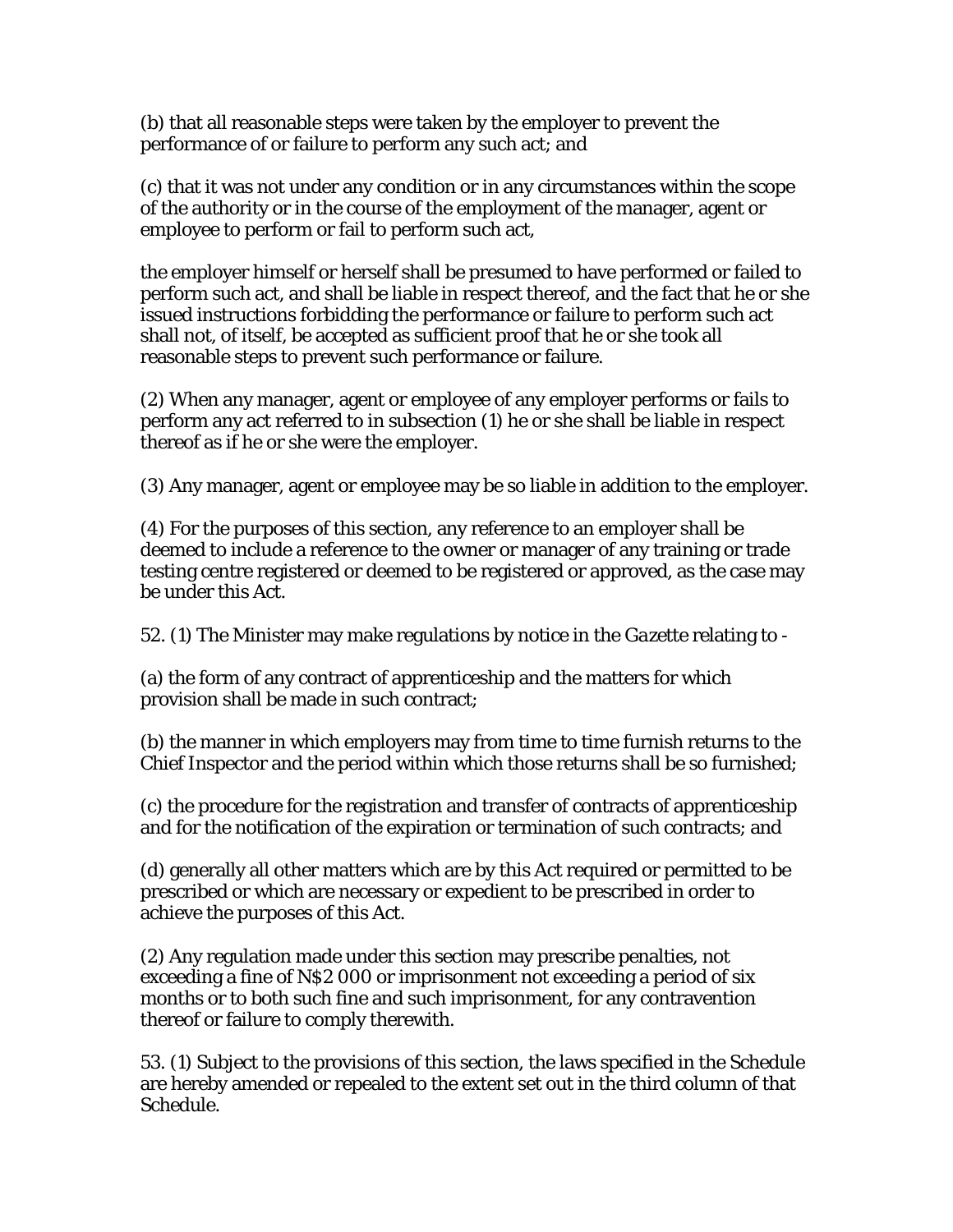(b) that all reasonable steps were taken by the employer to prevent the performance of or failure to perform any such act; and

(c) that it was not under any condition or in any circumstances within the scope of the authority or in the course of the employment of the manager, agent or employee to perform or fail to perform such act,

the employer himself or herself shall be presumed to have performed or failed to perform such act, and shall be liable in respect thereof, and the fact that he or she issued instructions forbidding the performance or failure to perform such act shall not, of itself, be accepted as sufficient proof that he or she took all reasonable steps to prevent such performance or failure.

(2) When any manager, agent or employee of any employer performs or fails to perform any act referred to in subsection (1) he or she shall be liable in respect thereof as if he or she were the employer.

(3) Any manager, agent or employee may be so liable in addition to the employer.

(4) For the purposes of this section, any reference to an employer shall be deemed to include a reference to the owner or manager of any training or trade testing centre registered or deemed to be registered or approved, as the case may be under this Act.

52. (1) The Minister may make regulations by notice in the *Gazette* relating to -

(a) the form of any contract of apprenticeship and the matters for which provision shall be made in such contract;

(b) the manner in which employers may from time to time furnish returns to the Chief Inspector and the period within which those returns shall be so furnished;

(c) the procedure for the registration and transfer of contracts of apprenticeship and for the notification of the expiration or termination of such contracts; and

(d) generally all other matters which are by this Act required or permitted to be prescribed or which are necessary or expedient to be prescribed in order to achieve the purposes of this Act.

(2) Any regulation made under this section may prescribe penalties, not exceeding a fine of N$2 000 or imprisonment not exceeding a period of six months or to both such fine and such imprisonment, for any contravention thereof or failure to comply therewith.

53. (1) Subject to the provisions of this section, the laws specified in the Schedule are hereby amended or repealed to the extent set out in the third column of that Schedule.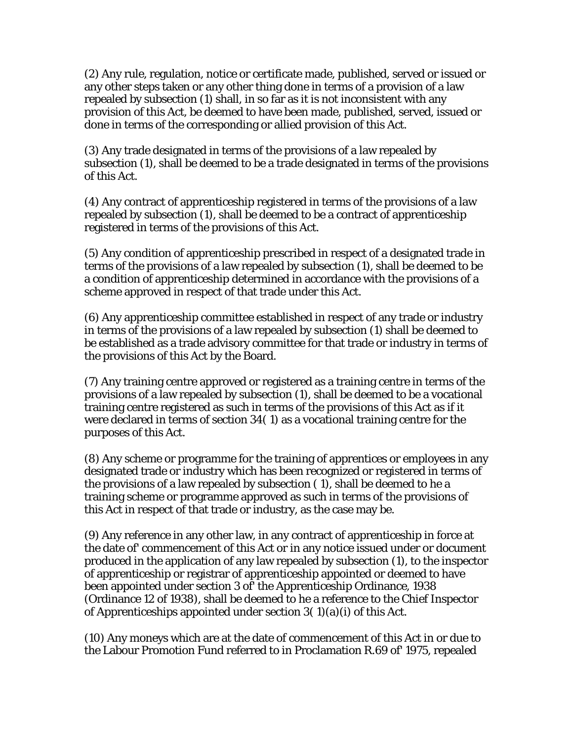(2) Any rule, regulation, notice or certificate made, published, served or issued or any other steps taken or any other thing done in terms of a provision of a law repealed by subsection (1) shall, in so far as it is not inconsistent with any provision of this Act, be deemed to have been made, published, served, issued or done in terms of the corresponding or allied provision of this Act.

(3) Any trade designated in terms of the provisions of a law repealed by subsection (1), shall be deemed to be a trade designated in terms of the provisions of this Act.

(4) Any contract of apprenticeship registered in terms of the provisions of a law repealed by subsection (1), shall be deemed to be a contract of apprenticeship registered in terms of the provisions of this Act.

(5) Any condition of apprenticeship prescribed in respect of a designated trade in terms of the provisions of a law repealed by subsection (1), shall be deemed to be a condition of apprenticeship determined in accordance with the provisions of a scheme approved in respect of that trade under this Act.

(6) Any apprenticeship committee established in respect of any trade or industry in terms of the provisions of a law repealed by subsection (1) shall be deemed to be established as a trade advisory committee for that trade or industry in terms of the provisions of this Act by the Board.

(7) Any training centre approved or registered as a training centre in terms of the provisions of a law repealed by subsection (1), shall be deemed to be a vocational training centre registered as such in terms of the provisions of this Act as if it were declared in terms of section 34( 1) as a vocational training centre for the purposes of this Act.

(8) Any scheme or programme for the training of apprentices or employees in any designated trade or industry which has been recognized or registered in terms of the provisions of a law repealed by subsection ( 1), shall be deemed to he a training scheme or programme approved as such in terms of the provisions of this Act in respect of that trade or industry, as the case may be.

(9) Any reference in any other law, in any contract of apprenticeship in force at the date of' commencement of this Act or in any notice issued under or document produced in the application of any law repealed by subsection (1), to the inspector of apprenticeship or registrar of apprenticeship appointed or deemed to have been appointed under section 3 of' the Apprenticeship Ordinance, 1938 (Ordinance 12 of 1938), shall be deemed to he a reference to the Chief Inspector of Apprenticeships appointed under section 3( 1)(a)(i) of this Act.

(10) Any moneys which are at the date of commencement of this Act in or due to the Labour Promotion Fund referred to in Proclamation R.69 of' 1975, repealed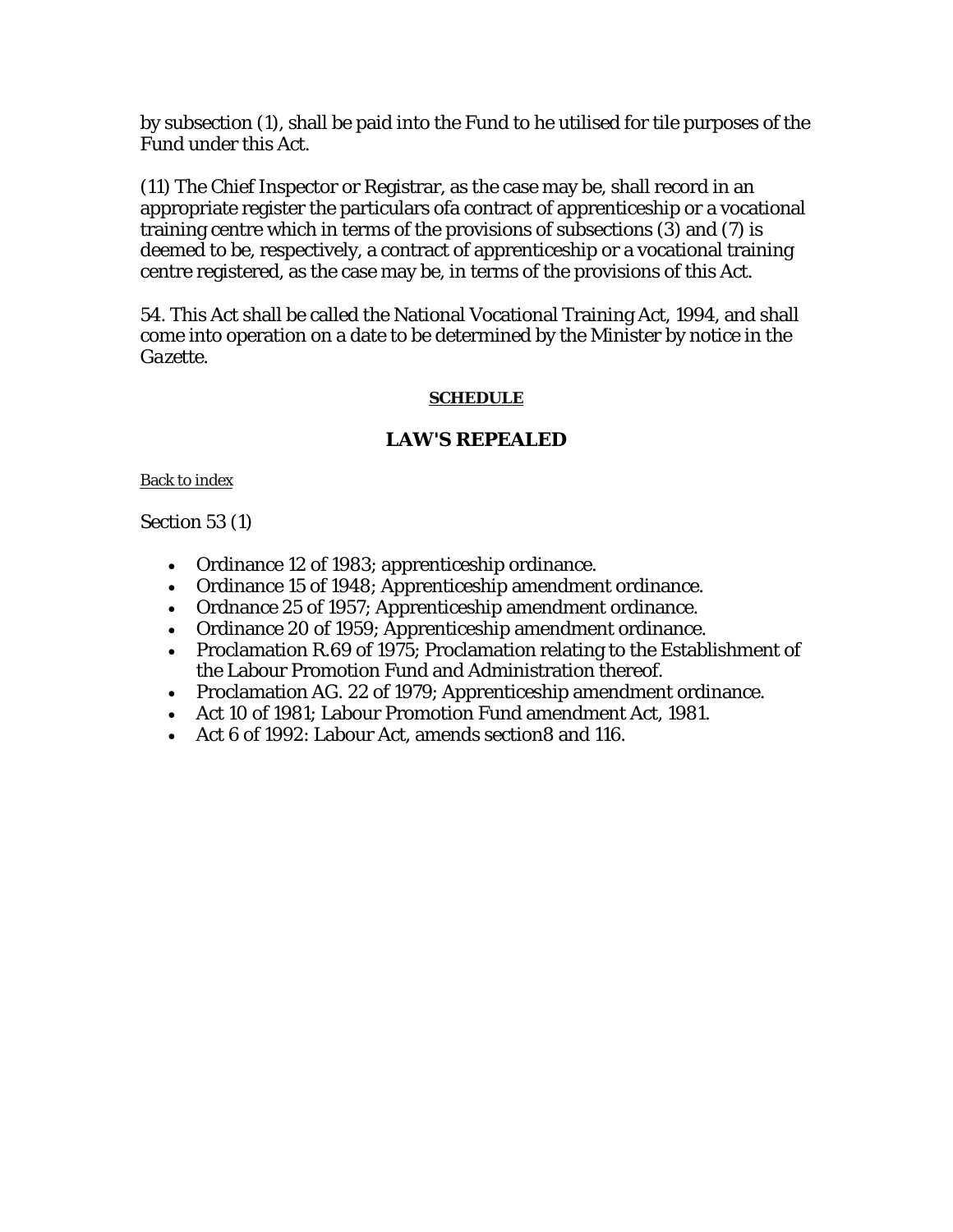by subsection (1), shall be paid into the Fund to he utilised for tile purposes of the Fund under this Act.

(11) The Chief Inspector or Registrar, as the case may be, shall record in an appropriate register the particulars ofa contract of apprenticeship or a vocational training centre which in terms of the provisions of subsections (3) and (7) is deemed to be, respectively, a contract of apprenticeship or a vocational training centre registered, as the case may be, in terms of the provisions of this Act.

54. This Act shall be called the National Vocational Training Act, 1994, and shall come into operation on a date to be determined by the Minister by notice in the *Gazette*.

**SCHEDULE**

## LAW'S REPEALED

Back to index

Section 53 (1)

- Ordinance 12 of 1983; apprenticeship ordinance.
- Ordinance 15 of 1948; Apprenticeship amendment ordinance.
- Ordnance 25 of 1957; Apprenticeship amendment ordinance.
- Ordinance 20 of 1959; Apprenticeship amendment ordinance.
- Proclamation R.69 of 1975; Proclamation relating to the Establishment of the Labour Promotion Fund and Administration thereof.
- Proclamation AG. 22 of 1979; Apprenticeship amendment ordinance.
- Act 10 of 1981; Labour Promotion Fund amendment Act, 1981.
- Act 6 of 1992: Labour Act, amends section8 and 116.